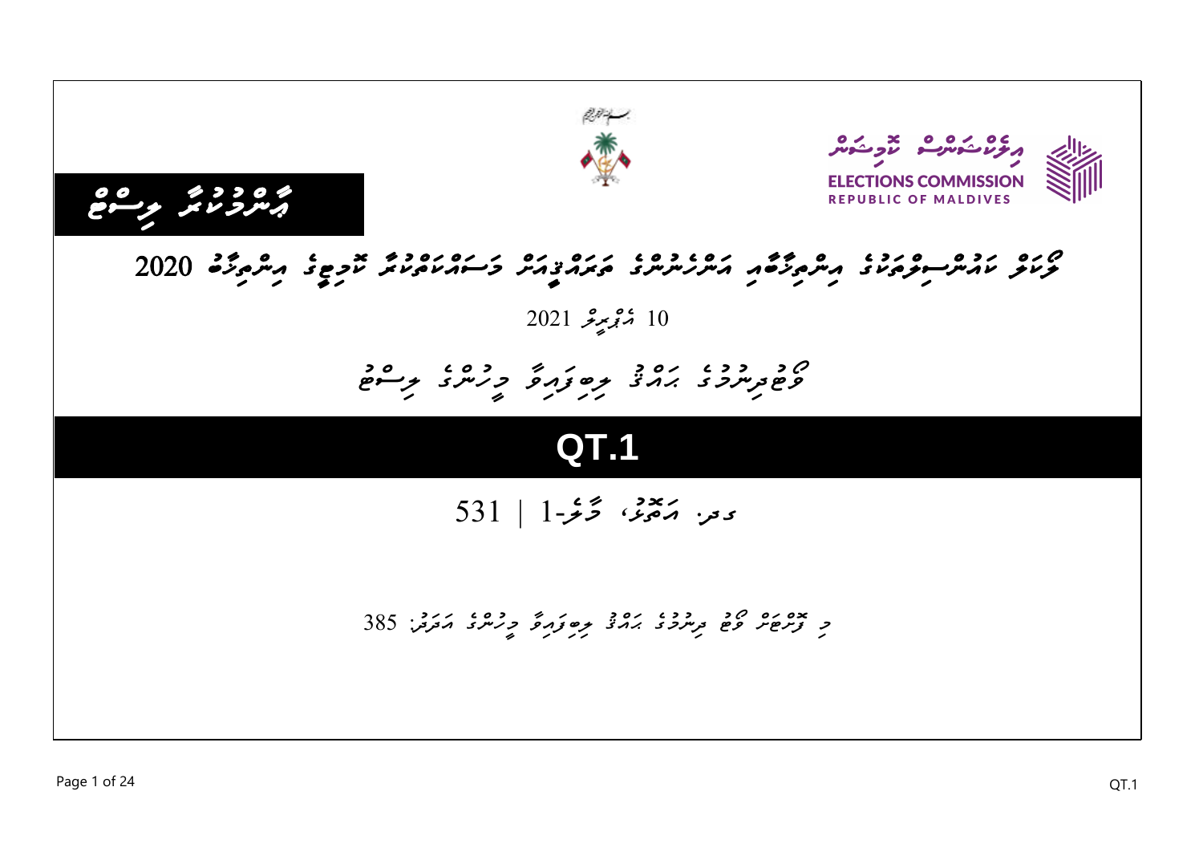އިލެކްޝަންސް ކޮމިޝަން

ELECTIONS COMMISSION
REPUBLIC OF MALDIVES

ބިسم الله الرحمن الرحيم

އަންދާޒާ ލިސްޓް

# ލޯކަލް ކައުންސިލްތަކުގެ އިންތިޚާބާއި އަންހެނުންގެ ތަރައްޤީއަށް މަސައްކަތްކުރާ ކޮމިޓީގެ އިންތިޚާބު 2020

10 އޭޕްރީލް 2021

ވޯޓުދިނުމުގެ ކުއްޔާ ލިބިފައިވާ މީހުންގެ ލިސްޓު

## QT.1

ގދ. އަތޮޅު، މާލެ-1 | 531

މި ފޯމުގައި ވޯޓު ދިނުމުގެ ކުއްޔާ ލިބިފައިވާ މީހުންގެ އަދަދު: 385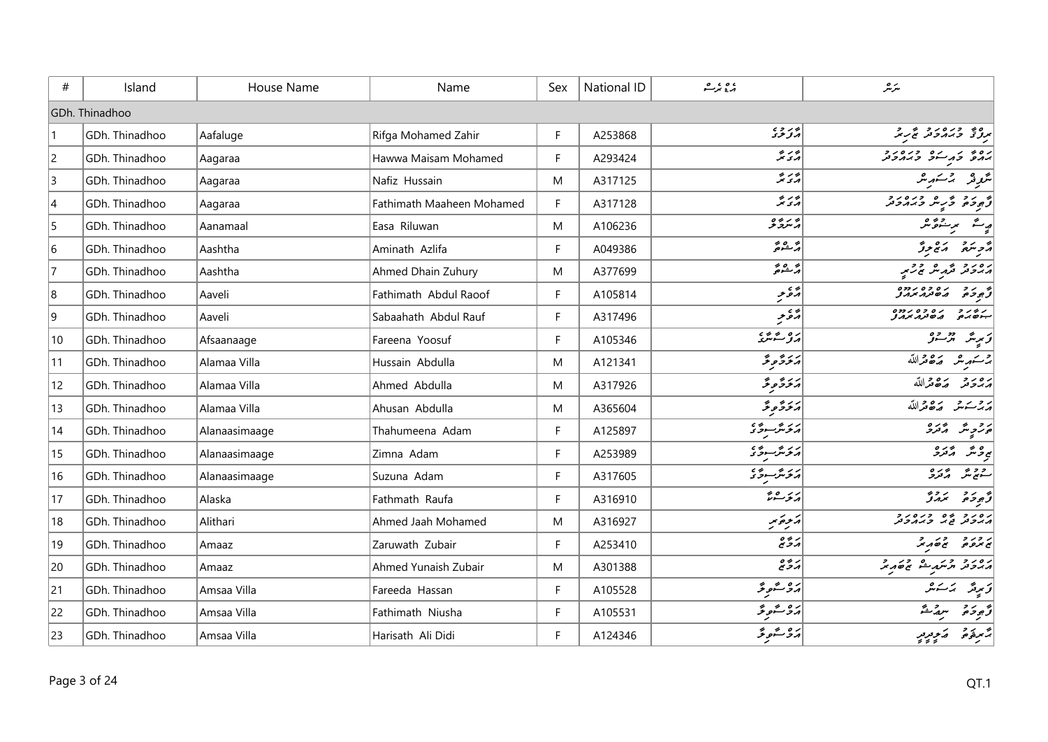| # | Island | House Name | Name | Sex | National ID | ގެއުގެ ނަން | ނަން |
|---|---|---|---|---|---|---|---|
| GDh. Thinadhoo | | | | | | | |
| 1 | GDh. Thinadhoo | Aafaluge | Rifga Mohamed Zahir | F | A253868 | އާފަލުގެ | ރިފްގާ މުހައްމަދު ޒާހިރު |
| 2 | GDh. Thinadhoo | Aagaraa | Hawwa Maisam Mohamed | F | A293424 | އާގަރާ | ހައްވާ މައިސަމް މުހައްމަދު |
| 3 | GDh. Thinadhoo | Aagaraa | Nafiz Hussain | M | A317125 | އާގަރާ | ނާފިޒު ހުސައިން |
| 4 | GDh. Thinadhoo | Aagaraa | Fathimath Maaheen Mohamed | F | A317128 | އާގަރާ | ފާތިމަތު މާހިން މުހައްމަދު |
| 5 | GDh. Thinadhoo | Aanamaal | Easa Riluwan | M | A106236 | އާނަމާލް | ޢީސާ ރިލުވާން |
| 6 | GDh. Thinadhoo | Aashtha | Aminath Azlifa | F | A049386 | އާޝްތާ | އާމިނަތު އަޒްލިފާ |
| 7 | GDh. Thinadhoo | Aashtha | Ahmed Dhain Zuhury | M | A377699 | އާޝްތާ | އަހުމަދު ދާއިން ޒުހުރީ |
| 8 | GDh. Thinadhoo | Aaveli | Fathimath Abdul Raoof | F | A105814 | އާވެލި | ފާތިމަތު ޢަބްދުއްރަޢޫފް |
| 9 | GDh. Thinadhoo | Aaveli | Sabaahath Abdul Rauf | F | A317496 | އާވެލި | ސަބާހަތު ޢަބްދުއްރަޢޫފް |
| 10 | GDh. Thinadhoo | Afsaanaage | Fareena Yoosuf | F | A105346 | އަފްސާނާގެ | ފަރީނާ ޔޫސުފް |
| 11 | GDh. Thinadhoo | Alamaa Villa | Hussain Abdulla | M | A121341 | އަލަމާވިލާ | ހުސައިން ޢަބްދުﷲ |
| 12 | GDh. Thinadhoo | Alamaa Villa | Ahmed Abdulla | M | A317926 | އަލަމާވިލާ | އަހުމަދު ޢަބްދުﷲ |
| 13 | GDh. Thinadhoo | Alamaa Villa | Ahusan Abdulla | M | A365604 | އަލަމާވިލާ | އަހުސަން ޢަބްދުﷲ |
| 14 | GDh. Thinadhoo | Alanaasimaage | Thahumeena Adam | F | A125897 | އަލަނާސިމާގެ | ތަހުމީނާ އާދަމް |
| 15 | GDh. Thinadhoo | Alanaasimaage | Zimna Adam | F | A253989 | އަލަނާސިމާގެ | ޒިމްނާ އާދަމް |
| 16 | GDh. Thinadhoo | Alanaasimaage | Suzuna Adam | F | A317605 | އަލަނާސިމާގެ | ސުޒުނާ އާދަމް |
| 17 | GDh. Thinadhoo | Alaska | Fathmath Raufa | F | A316910 | އަލަސްކާ | ފާތިމަތު ރައުފާ |
| 18 | GDh. Thinadhoo | Alithari | Ahmed Jaah Mohamed | M | A316927 | އަލިތަރި | އަހުމަދު ޖާހް މުހައްމަދު |
| 19 | GDh. Thinadhoo | Amaaz | Zaruwath Zubair | F | A253410 | އަމާޒް | ޒަރުވަތު ޒުބައިރު |
| 20 | GDh. Thinadhoo | Amaaz | Ahmed Yunaish Zubair | M | A301388 | އަމާޒް | އަހުމަދު ޔުނައިޝް ޒުބައިރު |
| 21 | GDh. Thinadhoo | Amsaa Villa | Fareeda Hassan | F | A105528 | އަމްސާވިލާ | ފަރީދާ ހަސަން |
| 22 | GDh. Thinadhoo | Amsaa Villa | Fathimath Niusha | F | A105531 | އަމްސާވިލާ | ފާތިމަތު ނިއުޝާ |
| 23 | GDh. Thinadhoo | Amsaa Villa | Harisath Ali Didi | F | A124346 | އަމްސާވިލާ | ހާރިސަތު އަލިދީދީ |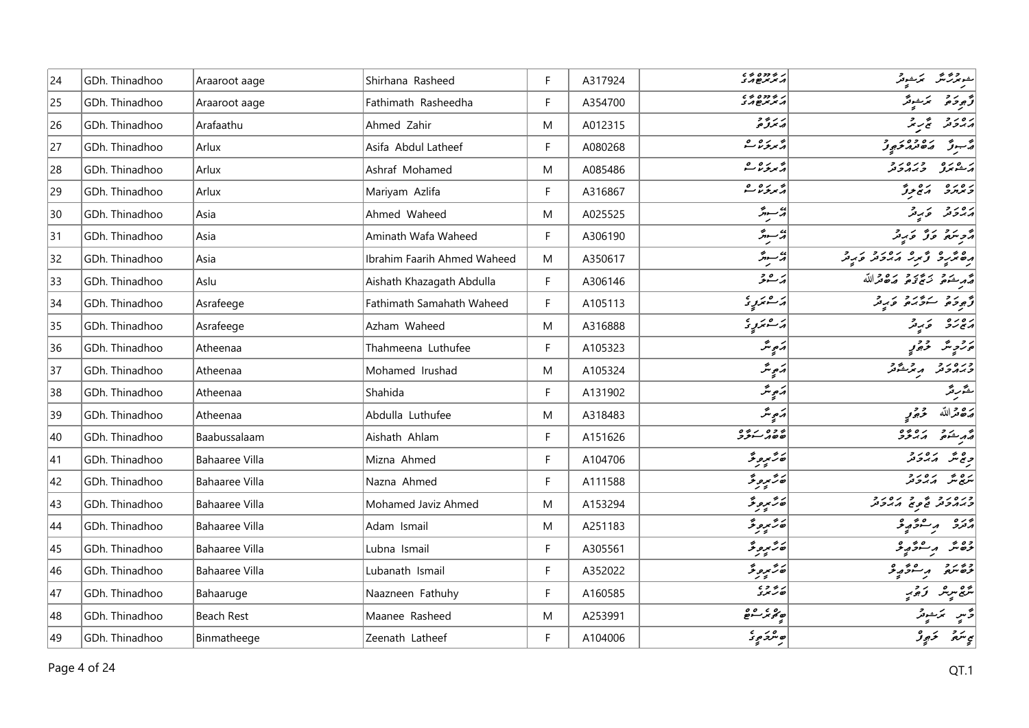| 24 | GDh. Thinadhoo | Araaroot aage | Shirhana Rasheed | F | A317924 | އަރާރޫޓްއާގެ | ޝިރުހާނާ ރަޝީދު |
|---|---|---|---|---|---|---|---|
| 25 | GDh. Thinadhoo | Araaroot aage | Fathimath Rasheedha | F | A354700 | އަރާރޫޓްއާގެ | ފާތިމަތު ރަޝީދާ |
| 26 | GDh. Thinadhoo | Arafaathu | Ahmed Zahir | M | A012315 | އަރަފާތު | އަހުމަދު ޒާހިރު |
| 27 | GDh. Thinadhoo | Arlux | Asifa Abdul Latheef | F | A080268 | އާރލަކްސް | އާސިފާ އަބްދުއްލަޠީފު |
| 28 | GDh. Thinadhoo | Arlux | Ashraf Mohamed | M | A085486 | އާރލަކްސް | އަޝްރަފް މުޙައްމަދު |
| 29 | GDh. Thinadhoo | Arlux | Mariyam Azlifa | F | A316867 | އާރލަކްސް | މަރިޔަމް އަޒްލިފާ |
| 30 | GDh. Thinadhoo | Asia | Ahmed Waheed | M | A025525 | އޭސިއާ | އަހުމަދު ވަޙީދު |
| 31 | GDh. Thinadhoo | Asia | Aminath Wafa Waheed | F | A306190 | އޭސިއާ | އާމިނަތު ވަފާ ވަޙީދު |
| 32 | GDh. Thinadhoo | Asia | Ibrahim Faarih Ahmed Waheed | M | A350617 | އޭސިއާ | އިބްރާހީމް ފާރިހު އަހުމަދު ވަޙީދު |
| 33 | GDh. Thinadhoo | Aslu | Aishath Khazagath Abdulla | F | A306146 | އަސްލު | އާއިޝަތު ޚަޒަގަތު އަބްދުﷲ |
| 34 | GDh. Thinadhoo | Asrafeege | Fathimath Samahath Waheed | F | A105113 | އަސްރަފީގެ | ފާތިމަތު ސަމާހަތު ވަޙީދު |
| 35 | GDh. Thinadhoo | Asrafeege | Azham Waheed | M | A316888 | އަސްރަފީގެ | އަޒްހަމް ވަޙީދު |
| 36 | GDh. Thinadhoo | Atheenaa | Thahmeena Luthufee | F | A105323 | އަތީނާ | ތަހުމީނާ ލުތުފީ |
| 37 | GDh. Thinadhoo | Atheenaa | Mohamed Irushad | M | A105324 | އަތީނާ | މުޙައްމަދު އިރުޝާދު |
| 38 | GDh. Thinadhoo | Atheenaa | Shahida | F | A131902 | އަތީނާ | ޝާހިދާ |
| 39 | GDh. Thinadhoo | Atheenaa | Abdulla Luthufee | M | A318483 | އަތީނާ | އަބްދުﷲ ލުތުފީ |
| 40 | GDh. Thinadhoo | Baabussalaam | Aishath Ahlam | F | A151626 | ބާބުއްސަލާމް | އާއިޝަތު އަހުލާމް |
| 41 | GDh. Thinadhoo | Bahaaree Villa | Mizna Ahmed | F | A104706 | ބަހާރީވިލާ | މިޒްނާ އަހުމަދު |
| 42 | GDh. Thinadhoo | Bahaaree Villa | Nazna Ahmed | F | A111588 | ބަހާރީވިލާ | ނަޒްނާ އަހުމަދު |
| 43 | GDh. Thinadhoo | Bahaaree Villa | Mohamed Javiz Ahmed | M | A153294 | ބަހާރީވިލާ | މުޙައްމަދު ޖާވިޒް އަހުމަދު |
| 44 | GDh. Thinadhoo | Bahaaree Villa | Adam Ismail | M | A251183 | ބަހާރީވިލާ | އާދަމް އިސްމާޢީލް |
| 45 | GDh. Thinadhoo | Bahaaree Villa | Lubna Ismail | F | A305561 | ބަހާރީވިލާ | ލުބްނާ އިސްމާޢީލް |
| 46 | GDh. Thinadhoo | Bahaaree Villa | Lubanath Ismail | F | A352022 | ބަހާރީވިލާ | ލުބަނަތު އިސްމާޢީލް |
| 47 | GDh. Thinadhoo | Bahaaruge | Naazneen Fathuhy | F | A160585 | ބަހާރުގެ | ނާޒްނީން ފަތުހީ |
| 48 | GDh. Thinadhoo | Beach Rest | Maanee Rasheed | M | A253991 | ބީޗްރެސްޓް | މާނީ ރަޝީދު |
| 49 | GDh. Thinadhoo | Binmatheege | Zeenath Latheef | F | A104006 | ބިންމަތީގެ | ޒީނަތު ލަޠީފު |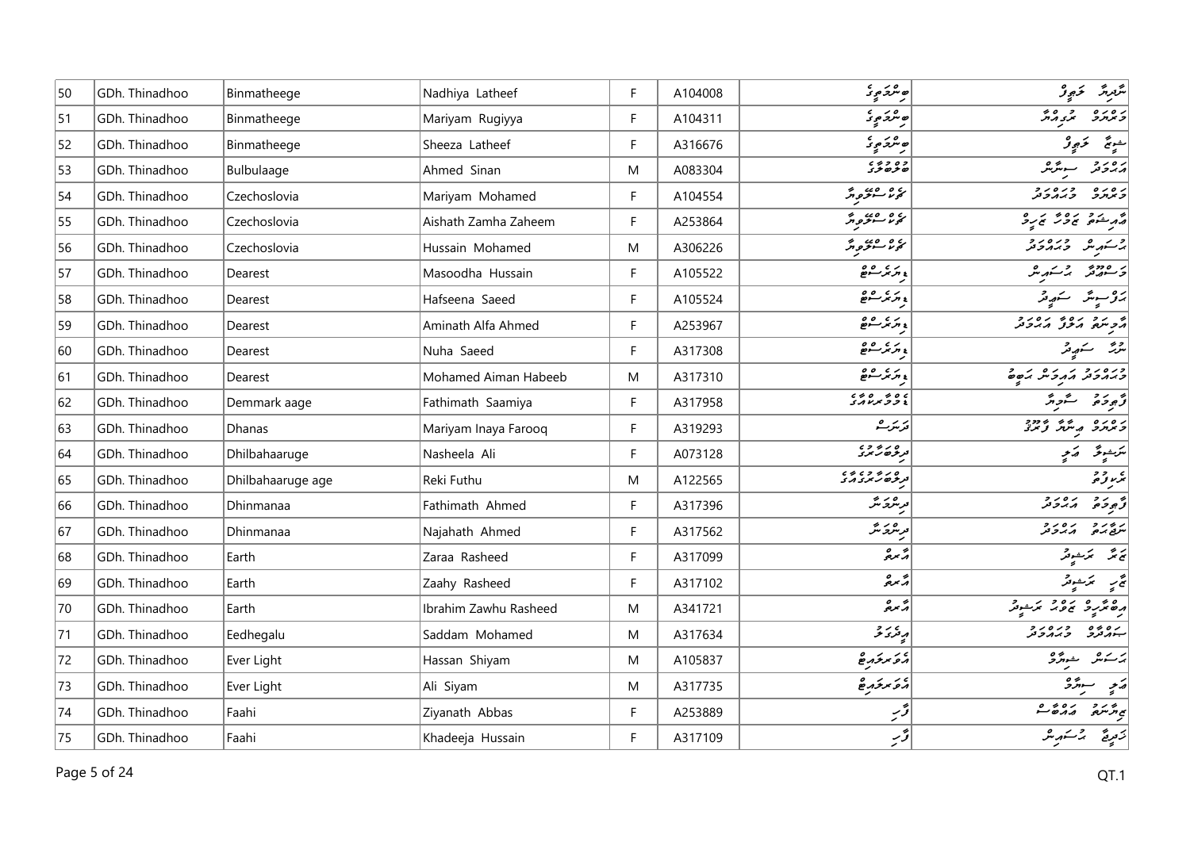| 50 | GDh. Thinadhoo | Binmatheege | Nadhiya Latheef | F | A104008 | ބިންމަތީގެ | ނާދިޔާ ލަތީފް |
|---|---|---|---|---|---|---|---|
| 51 | GDh. Thinadhoo | Binmatheege | Mariyam Rugiyya | F | A104311 | ބިންމަތީގެ | މަރިޔަމް ރުގިއްޔާ |
| 52 | GDh. Thinadhoo | Binmatheege | Sheeza Latheef | F | A316676 | ބިންމަތީގެ | ޝީޒާ ލަތީފް |
| 53 | GDh. Thinadhoo | Bulbulaage | Ahmed Sinan | M | A083304 | ބުލްބުލާގެ | އަޙްމަދު ސިނާން |
| 54 | GDh. Thinadhoo | Czechoslovia | Mariyam Mohamed | F | A104554 |ޗެކޮސްލޮވިއާ | މަރިޔަމް މުޙައްމަދު |
| 55 | GDh. Thinadhoo | Czechoslovia | Aishath Zamha Zaheem | F | A253864 | ޗެކޮސްލޮވިއާ | އާއިޝަތު ޒަމްހާ ޒަހީމް |
| 56 | GDh. Thinadhoo | Czechoslovia | Hussain Mohamed | M | A306226 | ޗެކޮސްލޮވިއާ | ޙުސައިން މުޙައްމަދު |
| 57 | GDh. Thinadhoo | Dearest | Masoodha Hussain | F | A105522 | ޑިއަރެސްޓް | މަސްޢޫދާ ޙުސައިން |
| 58 | GDh. Thinadhoo | Dearest | Hafseena Saeed | F | A105524 | ޑިއަރެސްޓް | ހަފްސީނާ ސަޢީދު |
| 59 | GDh. Thinadhoo | Dearest | Aminath Alfa Ahmed | F | A253967 | ޑިއަރެސްޓް | އާމިނަތު އަލްފާ އަޙްމަދު |
| 60 | GDh. Thinadhoo | Dearest | Nuha Saeed | F | A317308 | ޑިއަރެސްޓް | ނުހާ ސަޢީދު |
| 61 | GDh. Thinadhoo | Dearest | Mohamed Aiman Habeeb | M | A317310 | ޑިއަރެސްޓް | މުޙައްމަދު އައިމަން ހަބީބު |
| 62 | GDh. Thinadhoo | Demmark aage | Fathimath Saamiya | F | A317958 | ޑެންމާރކްއާގެ | ފާތިމަތު ސާމިޔާ |
| 63 | GDh. Thinadhoo | Dhanas | Mariyam Inaya Farooq | F | A319293 | ދަނަސް | މަރިޔަމް އިނާޔާ ފާރޫޤު |
| 64 | GDh. Thinadhoo | Dhilbahaaruge | Nasheela Ali | F | A073128 | ދިލްބަހާރުގެ | ނަޝީލާ އަލި |
| 65 | GDh. Thinadhoo | Dhilbahaaruge age | Reki Futhu | M | A122565 | ދިލްބަހާރުގެއާގެ | ރެކިފުތު |
| 66 | GDh. Thinadhoo | Dhinmanaa | Fathimath Ahmed | F | A317396 | ދިންމަނާ | ފާތިމަތު އަޙްމަދު |
| 67 | GDh. Thinadhoo | Dhinmanaa | Najahath Ahmed | F | A317562 | ދިންމަނާ | ނަޖާހަތު އަޙްމަދު |
| 68 | GDh. Thinadhoo | Earth | Zaraa Rasheed | F | A317099 | އާރތް | ޒަރާ ރަޝީދު |
| 69 | GDh. Thinadhoo | Earth | Zaahy Rasheed | F | A317102 | އާރތް | ޒާހީ ރަޝީދު |
| 70 | GDh. Thinadhoo | Earth | Ibrahim Zawhu Rasheed | M | A341721 | އާރތް | އިބްރާހިމް ޒަވްހު ރަޝީދު |
| 71 | GDh. Thinadhoo | Eedhegalu | Saddam Mohamed | M | A317634 | އީދެގަލު | ސައްދާމް މުޙައްމަދު |
| 72 | GDh. Thinadhoo | Ever Light | Hassan Shiyam | M | A105837 | އެވަރލައިޓް | ޙަސަން ޝިޔާމް |
| 73 | GDh. Thinadhoo | Ever Light | Ali Siyam | M | A317735 | އެވަރލައިޓް | އަލި ސިޔާމް |
| 74 | GDh. Thinadhoo | Faahi | Ziyanath Abbas | F | A253889 | ފާހި | ޒިޔާނަތު އައްބާސް |
| 75 | GDh. Thinadhoo | Faahi | Khadeeja Hussain | F | A317109 | ފާހި | ޚަދީޖާ ޙުސައިން |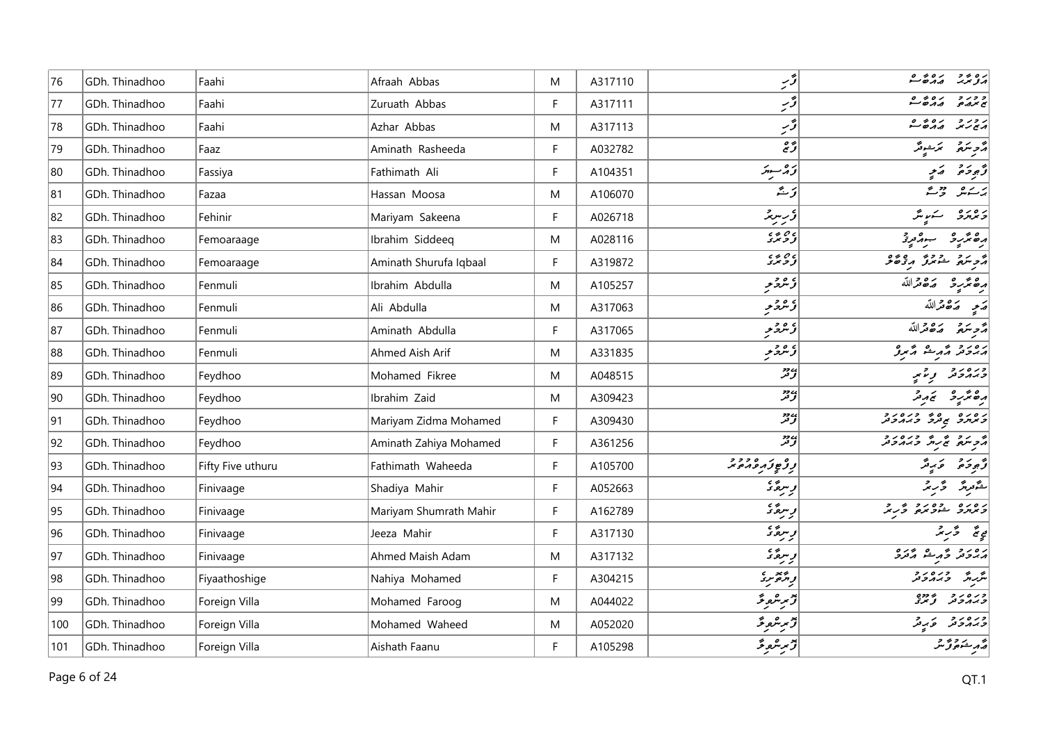| 76 | GDh. Thinadhoo | Faahi | Afraah Abbas | M | A317110 | ފާހި | އަފްރާހް އައްބާސް |
|---|---|---|---|---|---|---|---|
| 77 | GDh. Thinadhoo | Faahi | Zuruath Abbas | F | A317111 | ފާހި | ޒުރުއަތު އައްބާސް |
| 78 | GDh. Thinadhoo | Faahi | Azhar Abbas | M | A317113 | ފާހި | އަޒުހަރު އައްބާސް |
| 79 | GDh. Thinadhoo | Faaz | Aminath Rasheeda | F | A032782 | ފާޒް | އާމިނަތު ރަޝީދާ |
| 80 | GDh. Thinadhoo | Fassiya | Fathimath Ali | F | A104351 | ފައްސިޔާ | ފާތިމަތު އަލި |
| 81 | GDh. Thinadhoo | Fazaa | Hassan Moosa | M | A106070 | ފަޟާ | ހަސަން މޫސާ |
| 82 | GDh. Thinadhoo | Fehinir | Mariyam Sakeena | F | A026718 | ފެހިނިރު | މަރިޔަމް ސަކީނާ |
| 83 | GDh. Thinadhoo | Femoaraage | Ibrahim Siddeeq | M | A028116 | ފެމޯރާގެ | އިބްރާހީމް ސިއްދީޤު |
| 84 | GDh. Thinadhoo | Femoaraage | Aminath Shurufa Iqbaal | F | A319872 | ފެމޯރާގެ | އާމިނަތު ޝުރުފާ އިޤްބާލް |
| 85 | GDh. Thinadhoo | Fenmuli | Ibrahim Abdulla | M | A105257 | ފެންމުލި | އިބްރާހީމް އަބްދުﷲ |
| 86 | GDh. Thinadhoo | Fenmuli | Ali Abdulla | M | A317063 | ފެންމުލި | އަލި އަބްދުﷲ |
| 87 | GDh. Thinadhoo | Fenmuli | Aminath Abdulla | F | A317065 | ފެންމުލި | އާމިނަތު އަބްދުﷲ |
| 88 | GDh. Thinadhoo | Fenmuli | Ahmed Aish Arif | M | A331835 | ފެންމުލި | އަޙްމަދު އާއިޝް އާރިފް |
| 89 | GDh. Thinadhoo | Feydhoo | Mohamed Fikree | M | A048515 | ފޭދޫ | މުޙައްމަދު ފިކްރީ |
| 90 | GDh. Thinadhoo | Feydhoo | Ibrahim Zaid | M | A309423 | ފޭދޫ | އިބްރާހީމް ޒައިދު |
| 91 | GDh. Thinadhoo | Feydhoo | Mariyam Zidma Mohamed | F | A309430 | ފޭދޫ | މަރިޔަމް ޒިދްމާ މުޙައްމަދު |
| 92 | GDh. Thinadhoo | Feydhoo | Aminath Zahiya Mohamed | F | A361256 | ފޭދޫ | އާމިނަތު ޒާހިޔާ މުޙައްމަދު |
| 93 | GDh. Thinadhoo | Fifty Five uthuru | Fathimath Waheeda | F | A105700 | ފިފްޓީފައިވްއުތުރު | ފާތިމަތު ވަހީދާ |
| 94 | GDh. Thinadhoo | Finivaage | Shadiya Mahir | F | A052663 | ފިނިވާގެ | ޝާދިޔާ މާހިރު |
| 95 | GDh. Thinadhoo | Finivaage | Mariyam Shumrath Mahir | F | A162789 | ފިނިވާގެ | މަރިޔަމް ޝުމްރަތު މާހިރު |
| 96 | GDh. Thinadhoo | Finivaage | Jeeza Mahir | F | A317130 | ފިނިވާގެ | ޖީޒާ މާހިރު |
| 97 | GDh. Thinadhoo | Finivaage | Ahmed Maish Adam | M | A317132 | ފިނިވާގެ | އަޙްމަދު މާއިޝް އާދަމް |
| 98 | GDh. Thinadhoo | Fiyaathoshige | Nahiya Mohamed | F | A304215 | ފިޔާތޮށިގެ | ނާހިޔާ މުޙައްމަދު |
| 99 | GDh. Thinadhoo | Foreign Villa | Mohamed Faroog | M | A044022 | ފޮރިންވިލާ | މުޙައްމަދު ފާރޫޤު |
| 100 | GDh. Thinadhoo | Foreign Villa | Mohamed Waheed | M | A052020 | ފޮރިންވިލާ | މުޙައްމަދު ވަޙީދު |
| 101 | GDh. Thinadhoo | Foreign Villa | Aishath Faanu | F | A105298 | ފޮރިންވިލާ | އާއިޝަތު ފާނު |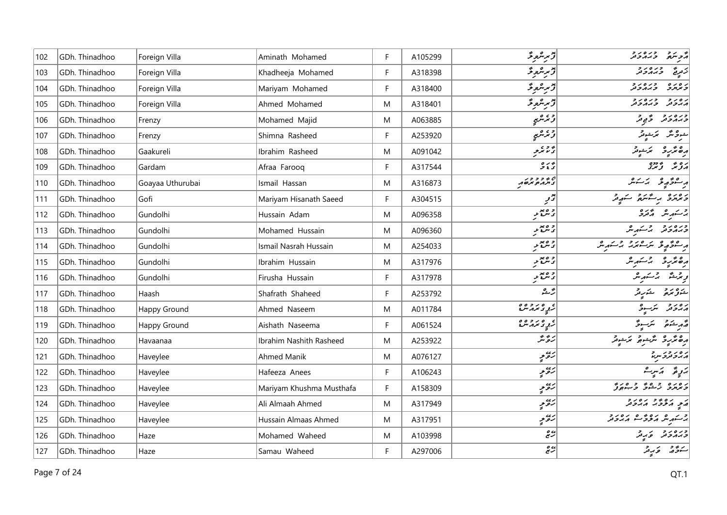| 102 | GDh. Thinadhoo | Foreign Villa | Aminath Mohamed | F | A105299 | ؤبرىشھوڈ | أمحرسمة وبرەرو |
|---|---|---|---|---|---|---|---|
| 103 | GDh. Thinadhoo | Foreign Villa | Khadheeja Mohamed | F | A318398 | ؤبرىشھوڈ | زَمرِجٌ وبرەرو |
| 104 | GDh. Thinadhoo | Foreign Villa | Mariyam Mohamed | F | A318400 | ؤبرىشھوڈ | ويرمرو وبرەرو |
| 105 | GDh. Thinadhoo | Foreign Villa | Ahmed Mohamed | M | A318401 | ؤبرىشھوڈ | برەرو وبرەرو |
| 106 | GDh. Thinadhoo | Frenzy | Mohamed Majid | M | A063885 | ؤبرىشى | وبرەرو وٌمحٍ |
| 107 | GDh. Thinadhoo | Frenzy | Shimna Rasheed | F | A253920 | ؤبرىشى | شوژىگ برشوٍفر |
| 108 | GDh. Thinadhoo | Gaakureli | Ibrahim Rasheed | M | A091042 | ڲٰماىمرو | رەپمرىو برشوٍفر |
| 109 | GDh. Thinadhoo | Gardam | Afraa Farooq | F | A317544 | ڲٰؤى | روىئ ؤىرد |
| 110 | GDh. Thinadhoo | Goayaa Uthurubai | Ismail Hassan | M | A316873 | ىهمروىرەمر | رىشۇمرو برسەنر |
| 111 | GDh. Thinadhoo | Gofi | Mariyam Hisanath Saeed | F | A304515 | ىو | وىرمرو برسەىرو سەمرفر |
| 112 | GDh. Thinadhoo | Gundolhi | Hussain Adam | M | A096358 | ىشھو | برسەمرىر مرىرو |
| 113 | GDh. Thinadhoo | Gundolhi | Mohamed Hussain | M | A096360 | ىشھو | وبرەرو برسەمرىر |
| 114 | GDh. Thinadhoo | Gundolhi | Ismail Nasrah Hussain | M | A254033 | ىشھو | رىشۇمرو ىرسەىرو برسەمرىر |
| 115 | GDh. Thinadhoo | Gundolhi | Ibrahim Hussain | M | A317976 | ىشھو | رەپمرىو برسەمرىر |
| 116 | GDh. Thinadhoo | Gundolhi | Firusha Hussain | F | A317978 | ىشھو | وبرشة برسەمرىر |
| 117 | GDh. Thinadhoo | Haash | Shafrath Shaheed | F | A253792 | رٌشه | شوؤىرو شەرفر |
| 118 | GDh. Thinadhoo | Happy Ground | Ahmed Naseem | M | A011784 | رٌوپوىرمرشى | برەرو ىرسوو |
| 119 | GDh. Thinadhoo | Happy Ground | Aishath Naseema | F | A061524 | رٌوپوىرمرشى | ۇمرشەو ىرسوۇ |
| 120 | GDh. Thinadhoo | Havaanaa | Ibrahim Nashith Rasheed | M | A253922 | رۇىر | رەپمرىو ىرشوو برشوٍفر |
| 121 | GDh. Thinadhoo | Haveylee | Ahmed Manik | M | A076127 | رۇمو | برەرورىىر |
| 122 | GDh. Thinadhoo | Haveylee | Hafeeza Anees | F | A106243 | رۇمو | برورٌ برسرٍے |
| 123 | GDh. Thinadhoo | Haveylee | Mariyam Khushma Musthafa | F | A158309 | رۇمو | وىرمرو زشوڈ وسوور |
| 124 | GDh. Thinadhoo | Haveylee | Ali Almaah Ahmed | M | A317949 | رۇمو | رو روۇر برەرو |
| 125 | GDh. Thinadhoo | Haveylee | Hussain Almaas Ahmed | M | A317951 | رۇمو | برسەمرىر روۇے برەرو |
| 126 | GDh. Thinadhoo | Haze | Mohamed Waheed | M | A103998 | رٌی | وبرەرو ورفر |
| 127 | GDh. Thinadhoo | Haze | Samau Waheed | F | A297006 | رٌی | سەۇر ورفر |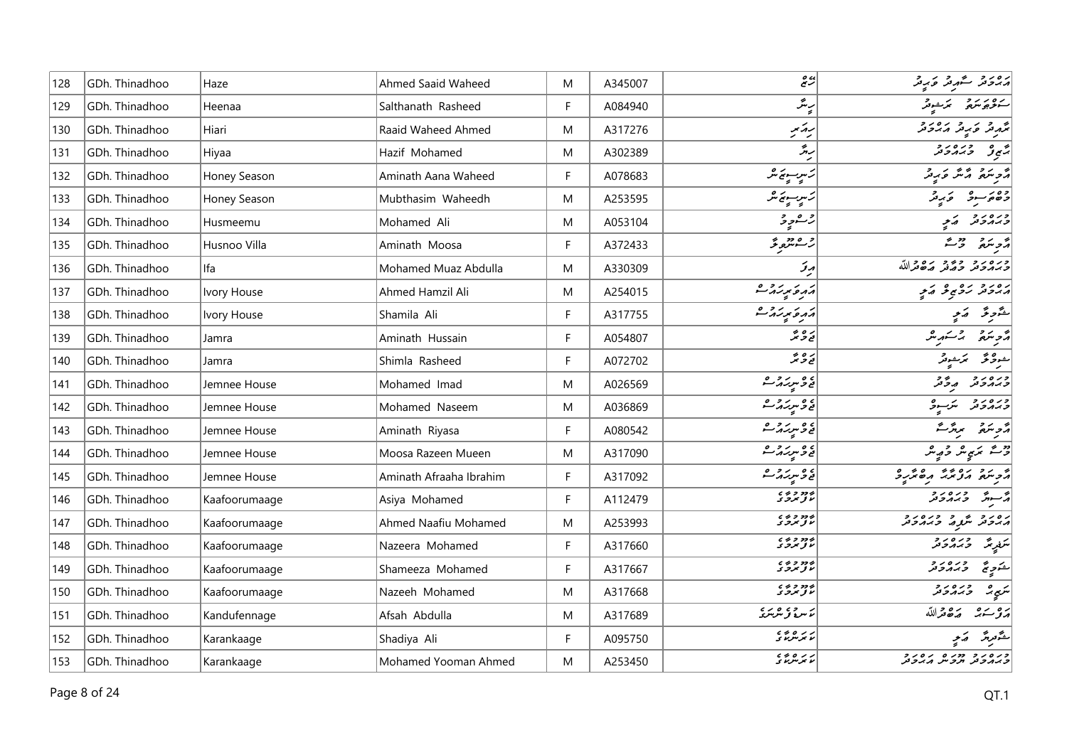| 128 | GDh. Thinadhoo | Haze | Ahmed Saaid Waheed | M | A345007 | ހޭޒް | އަހުމަދު ސާއިދު ވަޙީދު |
|---|---|---|---|---|---|---|---|
| 129 | GDh. Thinadhoo | Heenaa | Salthanath Rasheed | F | A084940 | ހީނާ | ސަލްތަނަތު ރަޝީދު |
| 130 | GDh. Thinadhoo | Hiari | Raaid Waheed Ahmed | M | A317276 | ހިއަރި | ރާއިދު ވަޙީދު އަހުމަދު |
| 131 | GDh. Thinadhoo | Hiyaa | Hazif Mohamed | M | A302389 | ހިޔާ | ހާޒިފް މުޙައްމަދު |
| 132 | GDh. Thinadhoo | Honey Season | Aminath Aana Waheed | F | A078683 | ހަނީސީޒަން | އާމިނަތު އާނާ ވަޙީދު |
| 133 | GDh. Thinadhoo | Honey Season | Mubthasim Waheedh | M | A253595 | ހަނީސީޒަން | މުބްތަސިމް ވަޙީދު |
| 134 | GDh. Thinadhoo | Husmeemu | Mohamed Ali | M | A053104 | ހުސްމީމު | މުޙައްމަދު އަލި |
| 135 | GDh. Thinadhoo | Husnoo Villa | Aminath Moosa | F | A372433 | ހުސްނޫވިލާ | އާމިނަތު މޫސާ |
| 136 | GDh. Thinadhoo | Ifa | Mohamed Muaz Abdulla | M | A330309 | އިފާ | މުޙައްމަދު މުއާޒު ޢަބްދުﷲ |
| 137 | GDh. Thinadhoo | Ivory House | Ahmed Hamzil Ali | M | A254015 | އައިވަރީހައުސް | އަހުމަދު ހަމްޒިލް އަލި |
| 138 | GDh. Thinadhoo | Ivory House | Shamila Ali | F | A317755 | އައިވަރީހައުސް | ޝާމިލާ އަލި |
| 139 | GDh. Thinadhoo | Jamra | Aminath Hussain | F | A054807 | ޖަމްރާ | އާމިނަތު ހުސައިން |
| 140 | GDh. Thinadhoo | Jamra | Shimla Rasheed | F | A072702 | ޖަމްރާ | ޝިމްލާ ރަޝީދު |
| 141 | GDh. Thinadhoo | Jemnee House | Mohamed Imad | M | A026569 | ޖެމްނީހައުސް | މުޙައްމަދު އިމާދު |
| 142 | GDh. Thinadhoo | Jemnee House | Mohamed Naseem | M | A036869 | ޖެމްނީހައުސް | މުޙައްމަދު ނަސީމު |
| 143 | GDh. Thinadhoo | Jemnee House | Aminath Riyasa | F | A080542 | ޖެމްނީހައުސް | އާމިނަތު ރިޔާސާ |
| 144 | GDh. Thinadhoo | Jemnee House | Moosa Razeen Mueen | M | A317090 | ޖެމްނީހައުސް | މޫސާ ރަޒީން މުޢީން |
| 145 | GDh. Thinadhoo | Jemnee House | Aminath Afraaha Ibrahim | F | A317092 | ޖެމްނީހައުސް | އާމިނަތު އަފްރާހާ އިބްރާހިމް |
| 146 | GDh. Thinadhoo | Kaafoorumaage | Asiya Mohamed | F | A112479 | ކާފޫރުމާގެ | އާސިޔާ މުޙައްމަދު |
| 147 | GDh. Thinadhoo | Kaafoorumaage | Ahmed Naafiu Mohamed | M | A253993 | ކާފޫރުމާގެ | އަހުމަދު ނާފިއު މުޙައްމަދު |
| 148 | GDh. Thinadhoo | Kaafoorumaage | Nazeera Mohamed | F | A317660 | ކާފޫރުމާގެ | ނަޒީރާ މުޙައްމަދު |
| 149 | GDh. Thinadhoo | Kaafoorumaage | Shameeza Mohamed | F | A317667 | ކާފޫރުމާގެ | ޝަމީޒާ މުޙައްމަދު |
| 150 | GDh. Thinadhoo | Kaafoorumaage | Nazeeh Mohamed | M | A317668 | ކާފޫރުމާގެ | ނަޒީހް މުޙައްމަދު |
| 151 | GDh. Thinadhoo | Kandufennage | Afsah Abdulla | M | A317689 | ކަނޑުފެންނަގެ | އަފްސަހް ޢަބްދުﷲ |
| 152 | GDh. Thinadhoo | Karankaage | Shadiya Ali | F | A095750 | ކަރަންކާގެ | ޝާދިޔާ އަލި |
| 153 | GDh. Thinadhoo | Karankaage | Mohamed Yooman Ahmed | M | A253450 | ކަރަންކާގެ | މުޙައްމަދު ޔޫމަން އަހުމަދު |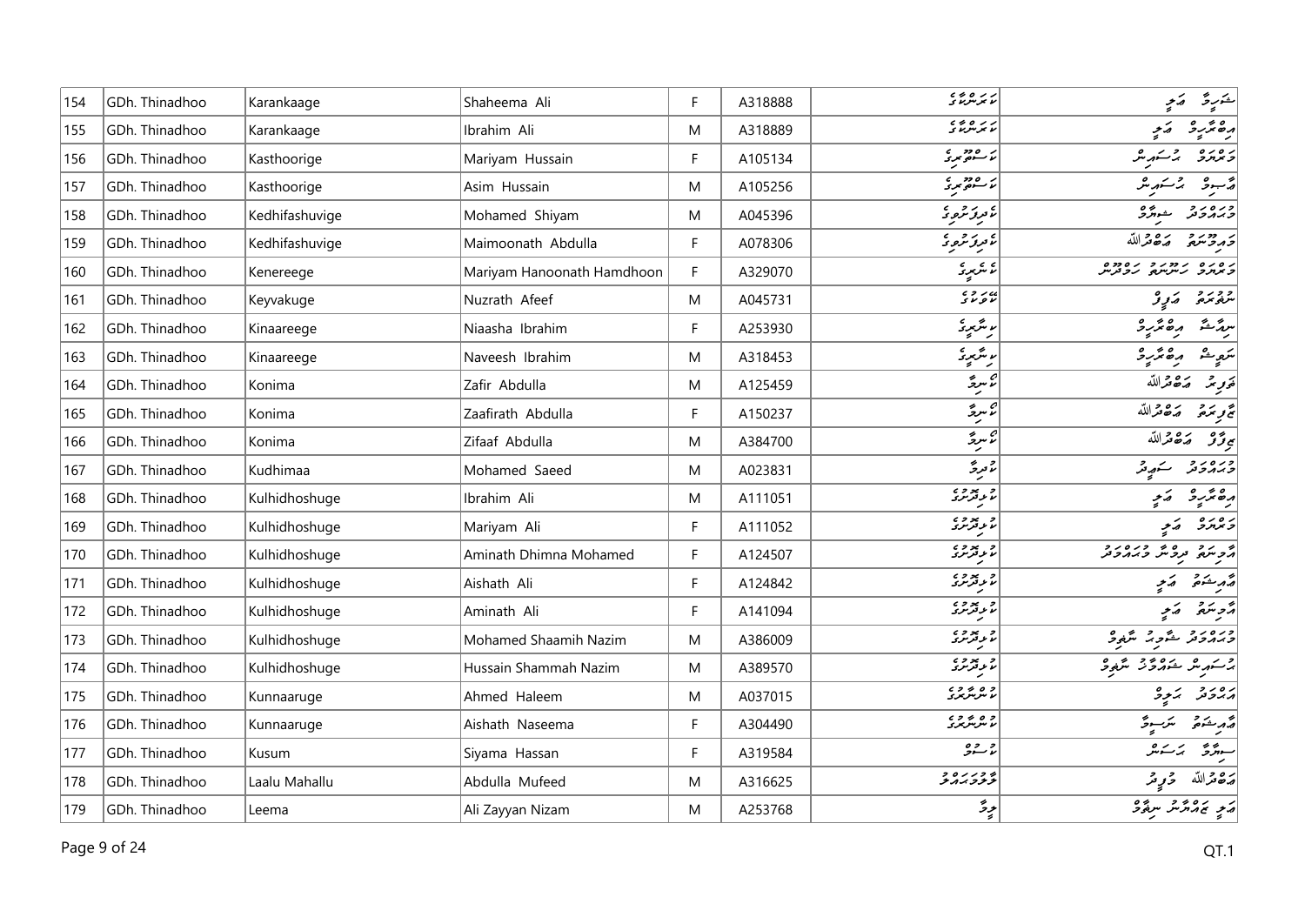| 154 | GDh. Thinadhoo | Karankaage | Shaheema Ali | F | A318888 | ކަރަންކާގެ | ޝަހީމާ ޢަލީ |
|---|---|---|---|---|---|---|---|
| 155 | GDh. Thinadhoo | Karankaage | Ibrahim Ali | M | A318889 | ކަރަންކާގެ | އިބްރާހީމް ޢަލީ |
| 156 | GDh. Thinadhoo | Kasthoorige | Mariyam Hussain | F | A105134 | ކަސްތޫރިގެ | މަރިޔަމް ހުސައިން |
| 157 | GDh. Thinadhoo | Kasthoorige | Asim Hussain | M | A105256 | ކަސްތޫރިގެ | އާސިމް ހުސައިން |
| 158 | GDh. Thinadhoo | Kedhifashuvige | Mohamed Shiyam | M | A045396 | ކެދިފަށުވިގެ | މުޙައްމަދު ޝިޔާމް |
| 159 | GDh. Thinadhoo | Kedhifashuvige | Maimoonath Abdulla | F | A078306 | ކެދިފަށުވިގެ | މައިމޫނަތު ޢަބްދުﷲ |
| 160 | GDh. Thinadhoo | Kenereege | Mariyam Hanoonath Hamdhoon | F | A329070 | ކެނެރީގެ | މަރިޔަމް ހަނޫނަތު ހަމްދޫން |
| 161 | GDh. Thinadhoo | Keyvakuge | Nuzrath Afeef | M | A045731 | ކޭވަކުގެ | ނުޒްރަތު އަފީފް |
| 162 | GDh. Thinadhoo | Kinaareege | Niaasha Ibrahim | F | A253930 | ކިނާރީގެ | ނިއާޝާ އިބްރާހީމް |
| 163 | GDh. Thinadhoo | Kinaareege | Naveesh Ibrahim | M | A318453 | ކިނާރީގެ | ނަވީޝް އިބްރާހީމް |
| 164 | GDh. Thinadhoo | Konima | Zafir Abdulla | M | A125459 | ކޮނިމާ | ޒާފިރު ޢަބްދުﷲ |
| 165 | GDh. Thinadhoo | Konima | Zaafirath Abdulla | F | A150237 | ކޮނިމާ | ޒާފިރަތު ޢަބްދުﷲ |
| 166 | GDh. Thinadhoo | Konima | Zifaaf Abdulla | M | A384700 | ކޮނިމާ | ޒިފާފް ޢަބްދުﷲ |
| 167 | GDh. Thinadhoo | Kudhimaa | Mohamed Saeed | M | A023831 | ކުދިމާ | މުޙައްމަދު ސައީދު |
| 168 | GDh. Thinadhoo | Kulhidhoshuge | Ibrahim Ali | M | A111051 | ކުޅިދޮށުގެ | އިބްރާހީމް ޢަލީ |
| 169 | GDh. Thinadhoo | Kulhidhoshuge | Mariyam Ali | F | A111052 | ކުޅިދޮށުގެ | މަރިޔަމް ޢަލީ |
| 170 | GDh. Thinadhoo | Kulhidhoshuge | Aminath Dhimna Mohamed | F | A124507 | ކުޅިދޮށުގެ | އާމިނަތު ދިމްނާ މުޙައްމަދު |
| 171 | GDh. Thinadhoo | Kulhidhoshuge | Aishath Ali | F | A124842 | ކުޅިދޮށުގެ | އާއިޝަތު ޢަލީ |
| 172 | GDh. Thinadhoo | Kulhidhoshuge | Aminath Ali | F | A141094 | ކުޅިދޮށުގެ | އާމިނަތު ޢަލީ |
| 173 | GDh. Thinadhoo | Kulhidhoshuge | Mohamed Shaamih Nazim | M | A386009 | ކުޅިދޮށުގެ | މުޙައްމަދު ޝާމިހު ނާޒިމް |
| 174 | GDh. Thinadhoo | Kulhidhoshuge | Hussain Shammah Nazim | M | A389570 | ކުޅިދޮށުގެ | ހުސައިން ޝައްމާހު ނާޒިމް |
| 175 | GDh. Thinadhoo | Kunnaaruge | Ahmed Haleem | M | A037015 | ކުންނާރުގެ | އަޙްމަދު ހަލީމް |
| 176 | GDh. Thinadhoo | Kunnaaruge | Aishath Naseema | F | A304490 | ކުންނާރުގެ | އާއިޝަތު ނަސީމާ |
| 177 | GDh. Thinadhoo | Kusum | Siyama Hassan | F | A319584 | ކުސުމް | ސިޔާމާ ހަސަން |
| 178 | GDh. Thinadhoo | Laalu Mahallu | Abdulla Mufeed | M | A316625 | ލާލުމަހައްލު | ޢަބްދުﷲ މުފީދު |
| 179 | GDh. Thinadhoo | Leema | Ali Zayyan Nizam | M | A253768 | ލީމާ | ޢަލީ ޒައްޔާން ނިޒާމް |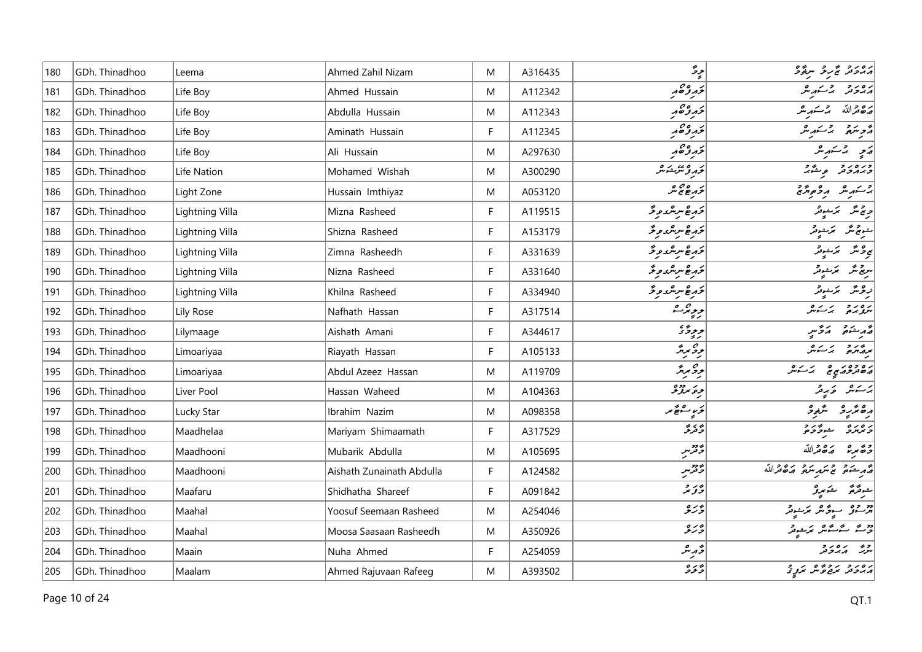| 180 | GDh. Thinadhoo | Leema | Ahmed Zahil Nizam | M | A316435 | ލީމާ | އަހުމަދު ޒާހިލް ނިޒާމް |
|---|---|---|---|---|---|---|---|
| 181 | GDh. Thinadhoo | Life Boy | Ahmed Hussain | M | A112342 | ލައިފްބޮއި | އަހުމަދު ހުސައިން |
| 182 | GDh. Thinadhoo | Life Boy | Abdulla Hussain | M | A112343 | ލައިފްބޮއި | އަބްދުﷲ ހުސައިން |
| 183 | GDh. Thinadhoo | Life Boy | Aminath Hussain | F | A112345 | ލައިފްބޮއި | އާމިނަތު ހުސައިން |
| 184 | GDh. Thinadhoo | Life Boy | Ali Hussain | M | A297630 | ލައިފްބޮއި | އަލި ހުސައިން |
| 185 | GDh. Thinadhoo | Life Nation | Mohamed Wishah | M | A300290 | ލައިފްނޭޝަން | މުހައްމަދު ވިޝާޙު |
| 186 | GDh. Thinadhoo | Light Zone | Hussain Imthiyaz | M | A053120 | ލައިޓްޒޯން | ހުސައިން އިމްތިޔާޒު |
| 187 | GDh. Thinadhoo | Lightning Villa | Mizna Rasheed | F | A119515 | ލައިޓްނިންގވިލާ | މިޒްނާ ރަޝީދު |
| 188 | GDh. Thinadhoo | Lightning Villa | Shizna Rasheed | F | A153179 | ލައިޓްނިންގވިލާ | ޝިޒްނާ ރަޝީދު |
| 189 | GDh. Thinadhoo | Lightning Villa | Zimna Rasheedh | F | A331639 | ލައިޓްނިންގވިލާ | ޒިމްނާ ރަޝީދު |
| 190 | GDh. Thinadhoo | Lightning Villa | Nizna Rasheed | F | A331640 | ލައިޓްނިންގވިލާ | ނިޒްނާ ރަޝީދު |
| 191 | GDh. Thinadhoo | Lightning Villa | Khilna Rasheed | F | A334940 | ލައިޓްނިންގވިލާ | ޚިލްނާ ރަޝީދު |
| 192 | GDh. Thinadhoo | Lily Rose | Nafhath Hassan | F | A317514 | ލިލީރޯސް | ނަފްހަތު ހަސަން |
| 193 | GDh. Thinadhoo | Lilymaage | Aishath Amani | F | A344617 | ލިލީމާގެ | އާއިޝަތު އަމާނީ |
| 194 | GDh. Thinadhoo | Limoariyaa | Riayath Hassan | F | A105133 | ލިމޯރިޔާ | ރިޢާޔަތު ހަސަން |
| 195 | GDh. Thinadhoo | Limoariyaa | Abdul Azeez Hassan | M | A119709 | ލިމޯރިޔާ | އަބްދުލްޢަޒީޒު ހަސަން |
| 196 | GDh. Thinadhoo | Liver Pool | Hassan Waheed | M | A104363 | ލިވަރޕޫލް | ހަސަން ވަހީދު |
| 197 | GDh. Thinadhoo | Lucky Star | Ibrahim Nazim | M | A098358 | ލަކީސްޓާރ | އިބްރާހީމް ނާޒިމް |
| 198 | GDh. Thinadhoo | Maadhelaa | Mariyam Shimaamath | F | A317529 | މާދެލާ | މަރިޔަމް ޝިމާމަތު |
| 199 | GDh. Thinadhoo | Maadhooni | Mubarik Abdulla | M | A105695 | މާދޫނި | މުބާރިކް އަބްދުﷲ |
| 200 | GDh. Thinadhoo | Maadhooni | Aishath Zunainath Abdulla | F | A124582 | މާދޫނި | އާއިޝަތު ޒުނައިނަތު އަބްދުﷲ |
| 201 | GDh. Thinadhoo | Maafaru | Shidhatha Shareef | F | A091842 | މާފަރު | ޝިދަތާ ޝަރީފް |
| 202 | GDh. Thinadhoo | Maahal | Yoosuf Seemaan Rasheed | M | A254046 | މާހަލް | ޔޫސުފް ސީމާން ރަޝީދު |
| 203 | GDh. Thinadhoo | Maahal | Moosa Saasaan Rasheedh | M | A350926 | މާހަލް | މޫސާ ސާސާން ރަޝީދު |
| 204 | GDh. Thinadhoo | Maain | Nuha Ahmed | F | A254059 | މާއިން | ނުހާ އަހުމަދު |
| 205 | GDh. Thinadhoo | Maalam | Ahmed Rajuvaan Rafeeg | M | A393502 | މާލަމް | އަހުމަދު ރަޖުވާން ރަފީގު |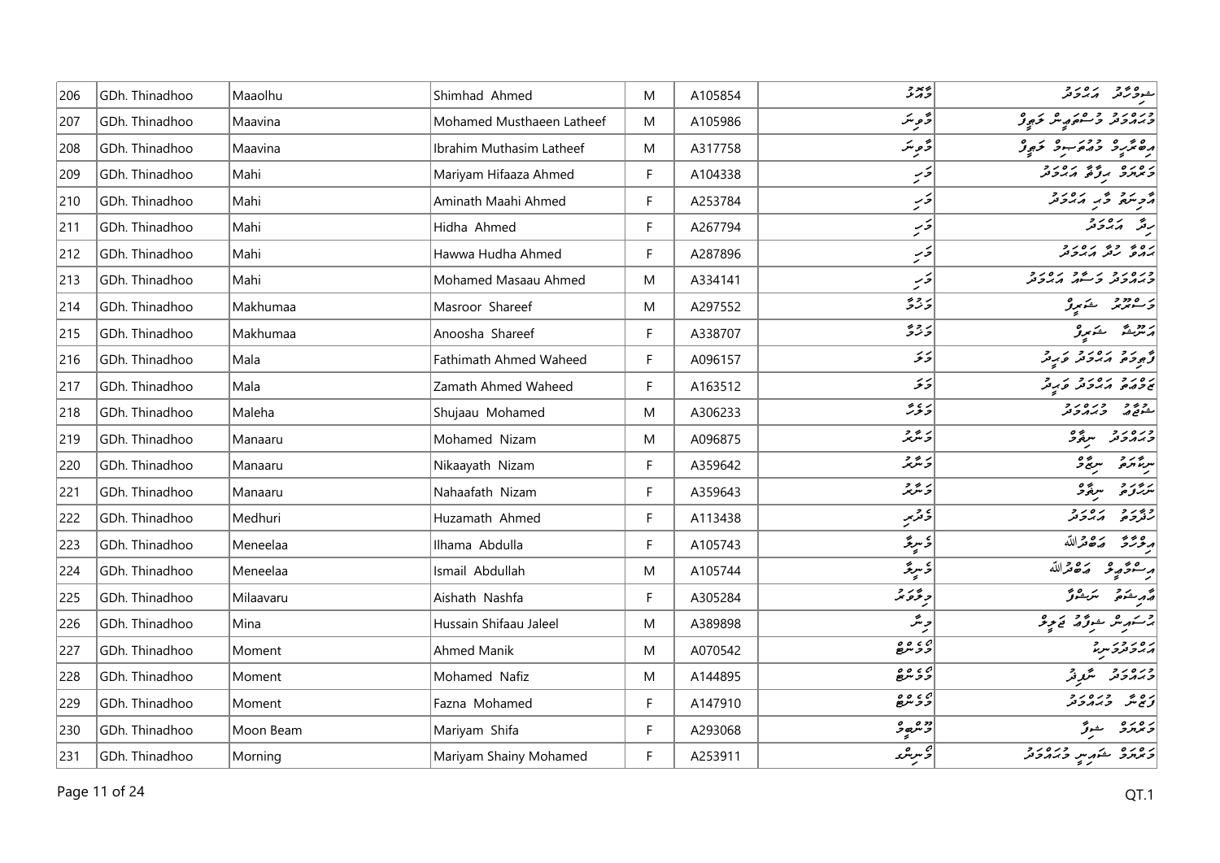| 206 | GDh. Thinadhoo | Maaolhu | Shimhad Ahmed | M | A105854 | މާއޮޅު | ޝިމްހާދު އަޙްމަދު |
|---|---|---|---|---|---|---|---|
| 207 | GDh. Thinadhoo | Maavina | Mohamed Musthaeen Latheef | M | A105986 | މާވިނަ | މުޙައްމަދު މުސްތަޢީން ލަޠީފު |
| 208 | GDh. Thinadhoo | Maavina | Ibrahim Muthasim Latheef | M | A317758 | މާވިނަ | އިބްރާހީމް މުޢުތަޞިމް ލަޠީފު |
| 209 | GDh. Thinadhoo | Mahi | Mariyam Hifaaza Ahmed | F | A104338 | މަހި | މަރިޔަމް ހިފާޒާ އަޙްމަދު |
| 210 | GDh. Thinadhoo | Mahi | Aminath Maahi Ahmed | F | A253784 | މަހި | އާމިނަތު މާހި އަޙްމަދު |
| 211 | GDh. Thinadhoo | Mahi | Hidha Ahmed | F | A267794 | މަހި | ހިދާ އަޙްމަދު |
| 212 | GDh. Thinadhoo | Mahi | Hawwa Hudha Ahmed | F | A287896 | މަހި | ޙައްވާ ހުދާ އަޙްމަދު |
| 213 | GDh. Thinadhoo | Mahi | Mohamed Masaau Ahmed | M | A334141 | މަހި | މުޙައްމަދު މަސާއު އަޙްމަދު |
| 214 | GDh. Thinadhoo | Makhumaa | Masroor Shareef | M | A297552 | މަޚުމާ | މަސްރޫރު ޝަރީފް |
| 215 | GDh. Thinadhoo | Makhumaa | Anoosha Shareef | F | A338707 | މަޚުމާ | އަނޫޝާ ޝަރީފް |
| 216 | GDh. Thinadhoo | Mala | Fathimath Ahmed Waheed | F | A096157 | މަލަ | ފާތިމަތު އަޙްމަދު ވަޙީދު |
| 217 | GDh. Thinadhoo | Mala | Zamath Ahmed Waheed | F | A163512 | މަލަ | ޒަމްޢަތު އަޙްމަދު ވަޙީދު |
| 218 | GDh. Thinadhoo | Maleha | Shujaau Mohamed | M | A306233 | މަލެހާ | ޝުޖާޢު މުޙައްމަދު |
| 219 | GDh. Thinadhoo | Manaaru | Mohamed Nizam | M | A096875 | މަނާރު | މުޙައްމަދު ނިޒާމް |
| 220 | GDh. Thinadhoo | Manaaru | Nikaayath Nizam | F | A359642 | މަނާރު | ނިކާޔަތު ނިޒާމް |
| 221 | GDh. Thinadhoo | Manaaru | Nahaafath Nizam | F | A359643 | މަނާރު | ނަހާފަތު ނިޒާމް |
| 222 | GDh. Thinadhoo | Medhuri | Huzamath Ahmed | F | A113438 | މެދުރި | ހުޒާމަތު އަޙްމަދު |
| 223 | GDh. Thinadhoo | Meneelaa | Ilhama Abdulla | F | A105743 | މެނީލާ | އިލްހާމާ އަބްދުﷲ |
| 224 | GDh. Thinadhoo | Meneelaa | Ismail Abdullah | M | A105744 | މެނީލާ | އިސްމާޢީލް އަބްދުﷲ |
| 225 | GDh. Thinadhoo | Milaavaru | Aishath Nashfa | F | A305284 | މިލާވަރު | އާއިޝަތު ނަޝްފާ |
| 226 | GDh. Thinadhoo | Mina | Hussain Shifaau Jaleel | M | A389898 | މިނާ | ހުސައިން ޝިފާޢު ޖަލީލް |
| 227 | GDh. Thinadhoo | Moment | Ahmed Manik | M | A070542 | މޯމެންޓް | އަޙްމަދު މަނިކު |
| 228 | GDh. Thinadhoo | Moment | Mohamed Nafiz | M | A144895 | މޯމެންޓް | މުޙައްމަދު ނާފިޒު |
| 229 | GDh. Thinadhoo | Moment | Fazna Mohamed | F | A147910 | މޯމެންޓް | ފަޒްނާ މުޙައްމަދު |
| 230 | GDh. Thinadhoo | Moon Beam | Mariyam Shifa | F | A293068 | މޫންބީމް | މަރިޔަމް ޝިފާ |
| 231 | GDh. Thinadhoo | Morning | Mariyam Shainy Mohamed | F | A253911 | މޯނިންގ | މަރިޔަމް ޝައިނީ މުޙައްމަދު |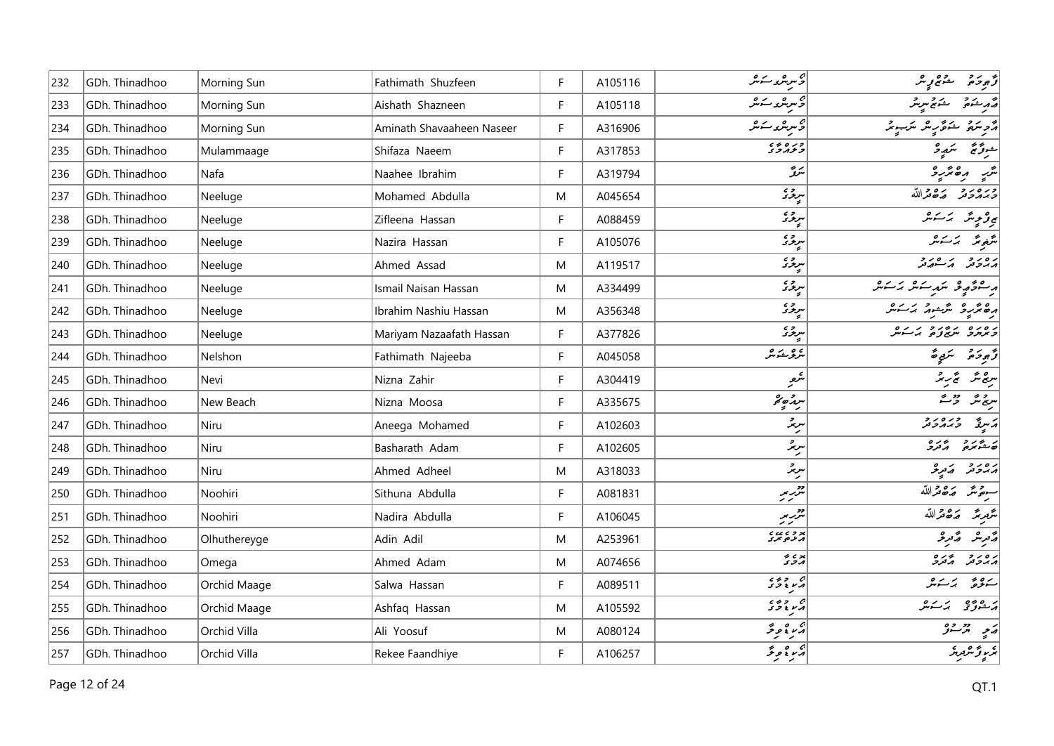| 232 | GDh. Thinadhoo | Morning Sun | Fathimath Shuzfeen | F | A105116 | މޯނިންގ ސަން | ފާތިމަތު ޝުޒްފީން |
|---|---|---|---|---|---|---|---|
| 233 | GDh. Thinadhoo | Morning Sun | Aishath Shazneen | F | A105118 | މޯނިންގ ސަން | އާއިޝަތު ޝަޒްނީން |
| 234 | GDh. Thinadhoo | Morning Sun | Aminath Shavaaheen Naseer | F | A316906 | މޯނިންގ ސަން | އާމިނަތު ޝަވާހީން ނަސީރު |
| 235 | GDh. Thinadhoo | Mulammaage | Shifaza Naeem | F | A317853 | މުލައްމާގެ | ޝިފާޒާ ނައީމް |
| 236 | GDh. Thinadhoo | Nafa | Naahee Ibrahim | F | A319794 | ނަފާ | ނާހީ އިބްރާހީމް |
| 237 | GDh. Thinadhoo | Neeluge | Mohamed Abdulla | M | A045654 | ނީލުގެ | މުހައްމަދު އަބްދުﷲ |
| 238 | GDh. Thinadhoo | Neeluge | Zifleena Hassan | F | A088459 | ނީލުގެ | ޒިފްލީނާ ޙަސަން |
| 239 | GDh. Thinadhoo | Neeluge | Nazira Hassan | F | A105076 | ނީލުގެ | ނާޒިރާ ޙަސަން |
| 240 | GDh. Thinadhoo | Neeluge | Ahmed Assad | M | A119517 | ނީލުގެ | އަޙްމަދު އަސްޢަދު |
| 241 | GDh. Thinadhoo | Neeluge | Ismail Naisan Hassan | M | A334499 | ނީލުގެ | އިސްމާޢީލް ނައިސަން ޙަސަން |
| 242 | GDh. Thinadhoo | Neeluge | Ibrahim Nashiu Hassan | M | A356348 | ނީލުގެ | އިބްރާހީމް ނާޝިއު ޙަސަން |
| 243 | GDh. Thinadhoo | Neeluge | Mariyam Nazaafath Hassan | F | A377826 | ނީލުގެ | މަރްޔަމް ނަޒާފަތު ޙަސަން |
| 244 | GDh. Thinadhoo | Nelshon | Fathimath Najeeba | F | A045058 | ނެލްޝަން | ފާތިމަތު ނަޖީބާ |
| 245 | GDh. Thinadhoo | Nevi | Nizna Zahir | F | A304419 | ނެވި | ނިޒްނާ ޒާހިރު |
| 246 | GDh. Thinadhoo | New Beach | Nizna Moosa | F | A335675 | ނިއުބީޗް | ނިޒްނާ މޫސާ |
| 247 | GDh. Thinadhoo | Niru | Aneega Mohamed | F | A102603 | ނިރު | އަނީގާ މުހައްމަދު |
| 248 | GDh. Thinadhoo | Niru | Basharath Adam | F | A102605 | ނިރު | ބަޝާރަތު އާދަމް |
| 249 | GDh. Thinadhoo | Niru | Ahmed Adheel | M | A318033 | ނިރު | އަޙްމަދު އަދީލް |
| 250 | GDh. Thinadhoo | Noohiri | Sithuna Abdulla | F | A081831 | ނޫހިރި | ސިތުނާ އަބްދުﷲ |
| 251 | GDh. Thinadhoo | Noohiri | Nadira Abdulla | F | A106045 | ނޫހިރި | ނާދިރާ އަބްދުﷲ |
| 252 | GDh. Thinadhoo | Olhuthereyge | Adin Adil | M | A253961 | އޮޅުތެރޭގެ | އާދިން އާދިލް |
| 253 | GDh. Thinadhoo | Omega | Ahmed Adam | M | A074656 | އޮމެގާ | އަޙްމަދު އާދަމް |
| 254 | GDh. Thinadhoo | Orchid Maage | Salwa Hassan | F | A089511 | އޯކިޑްމާގެ | ސަލްވާ ޙަސަން |
| 255 | GDh. Thinadhoo | Orchid Maage | Ashfaq Hassan | M | A105592 | އޯކިޑްމާގެ | އަޝްފާޤު ޙަސަން |
| 256 | GDh. Thinadhoo | Orchid Villa | Ali Yoosuf | M | A080124 | އޯކިޑްވިލާ | އަލި ޔޫސުފު |
| 257 | GDh. Thinadhoo | Orchid Villa | Rekee Faandhiye | F | A106257 | އޯކިޑްވިލާ | ރެކީފާންދިޔެ |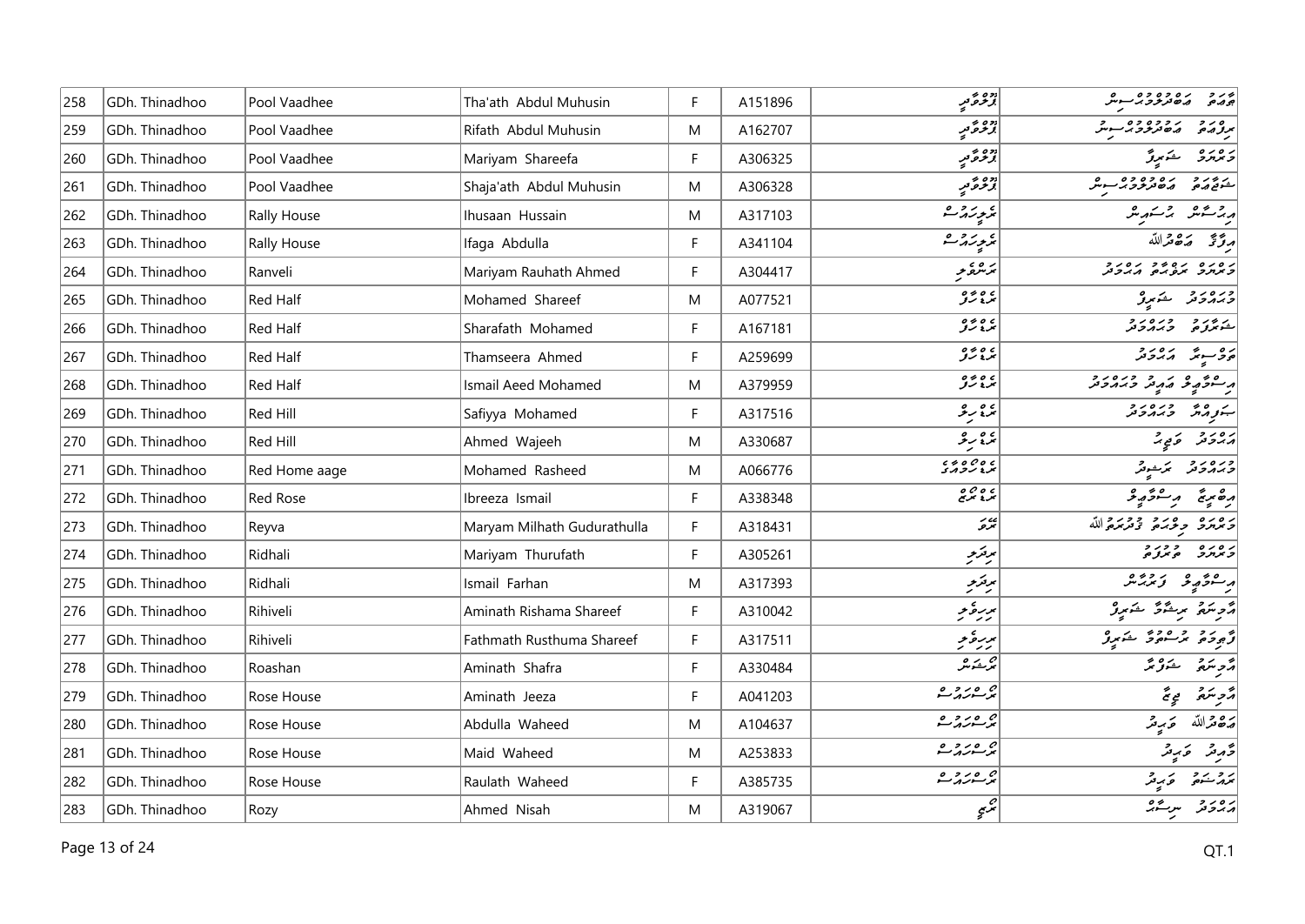| 258 | GDh. Thinadhoo | Pool Vaadhee | Tha'ath Abdul Muhusin | F | A151896 | پُوُلْوَادީ | ތާއަތު ޢަބްދުލްމުހުސިން |
|---|---|---|---|---|---|---|---|
| 259 | GDh. Thinadhoo | Pool Vaadhee | Rifath Abdul Muhusin | M | A162707 | ޕޫލްވާދީ | ރިފްއަތު ޢަބްދުލްމުހުސިން |
| 260 | GDh. Thinadhoo | Pool Vaadhee | Mariyam Shareefa | F | A306325 | ޕޫލްވާދީ | މަރިޔަމް ޝަރީފާ |
| 261 | GDh. Thinadhoo | Pool Vaadhee | Shaja'ath Abdul Muhusin | M | A306328 | ޕޫލްވާދީ | ޝަޖާއަތު ޢަބްދުލްމުހުސިން |
| 262 | GDh. Thinadhoo | Rally House | Ihusaan Hussain | M | A317103 | ރެލީހައުސް | އިޙްސާން ޙުސައިން |
| 263 | GDh. Thinadhoo | Rally House | Ifaga Abdulla | F | A341104 | ރެލީހައުސް | އިފާގާ ޢަބްދުﷲ |
| 264 | GDh. Thinadhoo | Ranveli | Mariyam Rauhath Ahmed | F | A304417 | ރަންވެލި | މަރިޔަމް ރަވްހަތު އަޙްމަދު |
| 265 | GDh. Thinadhoo | Red Half | Mohamed Shareef | M | A077521 | ރެޑްހާފް | މުޙައްމަދު ޝަރީފް |
| 266 | GDh. Thinadhoo | Red Half | Sharafath Mohamed | F | A167181 | ރެޑްހާފް | ޝަރަފަތު މުޙައްމަދު |
| 267 | GDh. Thinadhoo | Red Half | Thamseera Ahmed | F | A259699 | ރެޑްހާފް | ތަމްސީރާ އަޙްމަދު |
| 268 | GDh. Thinadhoo | Red Half | Ismail Aeed Mohamed | M | A379959 | ރެޑްހާފް | އިސްމާޢީލް އައީދު މުޙައްމަދު |
| 269 | GDh. Thinadhoo | Red Hill | Safiyya Mohamed | F | A317516 | ރެޑްހިލް | ޞަފިއްޔާ މުޙައްމަދު |
| 270 | GDh. Thinadhoo | Red Hill | Ahmed Wajeeh | M | A330687 | ރެޑްހިލް | އަޙްމަދު ވަޖީހު |
| 271 | GDh. Thinadhoo | Red Home aage | Mohamed Rasheed | M | A066776 | ރެޑްހޯމްއާގެ | މުޙައްމަދު ރަޝީދު |
| 272 | GDh. Thinadhoo | Red Rose | Ibreeza Ismail | F | A338348 | ރެޑްރޯޒް | އިބްރީޒާ އިސްމާޢީލް |
| 273 | GDh. Thinadhoo | Reyva | Maryam Milhath Gudurathulla | F | A318431 | ރޭވާ | މަރްޔަމް މިލްހަތު ގުދުރަތުﷲ |
| 274 | GDh. Thinadhoo | Ridhali | Mariyam Thurufath | F | A305261 | ރިދަލި | މަރިޔަމް ތުރުފާތު |
| 275 | GDh. Thinadhoo | Ridhali | Ismail Farhan | M | A317393 | ރިދަލި | އިސްމާޢީލް ފަރުހާން |
| 276 | GDh. Thinadhoo | Rihiveli | Aminath Rishama Shareef | F | A310042 | ރިހިވެލި | އާމިނަތު ރިޝާމާ ޝަރީފް |
| 277 | GDh. Thinadhoo | Rihiveli | Fathmath Rusthuma Shareef | F | A317511 | ރިހިވެލި | ފާތިމަތު ރުސްތުމާ ޝަރީފް |
| 278 | GDh. Thinadhoo | Roashan | Aminath Shafra | F | A330484 | ރޯޝަން | އާމިނަތު ޝަފްރާ |
| 279 | GDh. Thinadhoo | Rose House | Aminath Jeeza | F | A041203 | ރޯސްހައުސް | އާމިނަތު ޖީޒާ |
| 280 | GDh. Thinadhoo | Rose House | Abdulla Waheed | M | A104637 | ރޯސްހައުސް | ޢަބްދުﷲ ވަހީދު |
| 281 | GDh. Thinadhoo | Rose House | Maid Waheed | M | A253833 | ރޯސްހައުސް | މާއިދު ވަހީދު |
| 282 | GDh. Thinadhoo | Rose House | Raulath Waheed | F | A385735 | ރޯސްހައުސް | ރައުލަތު ވަހީދު |
| 283 | GDh. Thinadhoo | Rozy | Ahmed Nisah | M | A319067 | ރޯޒީ | އަޙްމަދު ނިސާހް |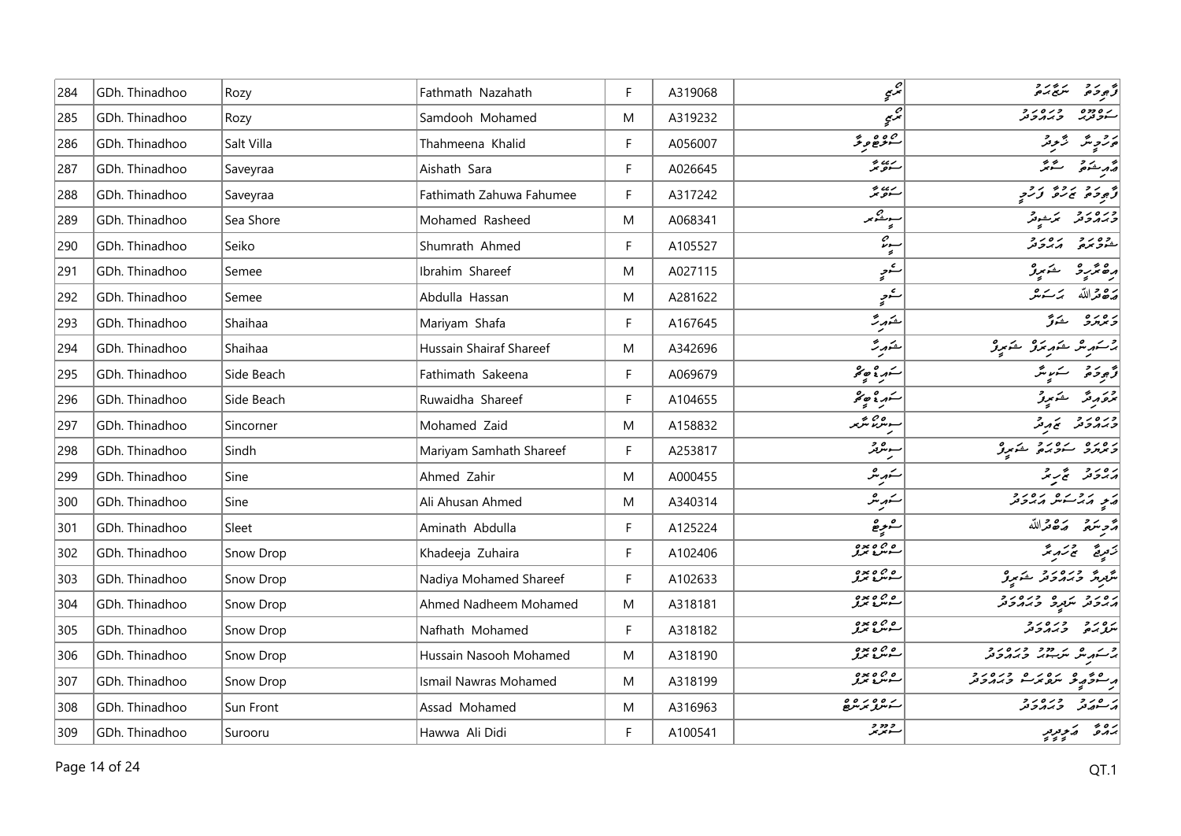| 284 | GDh. Thinadhoo | Rozy | Fathmath Nazahath | F | A319068 | ރޮޒީ | ފާތިމަތު ނަޒާހަތު |
|---|---|---|---|---|---|---|---|
| 285 | GDh. Thinadhoo | Rozy | Samdooh Mohamed | M | A319232 | ރޮޒީ | ސަމްދޫހު މުހައްމަދު |
| 286 | GDh. Thinadhoo | Salt Villa | Thahmeena Khalid | F | A056007 | ސޯލްޓްވިލާ | ތަހުމީނާ ޚާލިދު |
| 287 | GDh. Thinadhoo | Saveyraa | Aishath Sara | F | A026645 | ސަވޭރާ | އާއިޝަތު ސާރާ |
| 288 | GDh. Thinadhoo | Saveyraa | Fathimath Zahuwa Fahumee | F | A317242 | ސަވޭރާ | ފާތިމަތު ޒަހުވާ ފަހުމީ |
| 289 | GDh. Thinadhoo | Sea Shore | Mohamed Rasheed | M | A068341 | ސީޝޯރ | މުހައްމަދު ރަޝީދު |
| 290 | GDh. Thinadhoo | Seiko | Shumrath Ahmed | F | A105527 | ސީކޯ | ޝުމްރަތު އަހުމަދު |
| 291 | GDh. Thinadhoo | Semee | Ibrahim Shareef | M | A027115 | ސެމީ | އިބްރާހީމް ޝަރީފް |
| 292 | GDh. Thinadhoo | Semee | Abdulla Hassan | M | A281622 | ސެމީ | އަބްދުﷲ ހަސަން |
| 293 | GDh. Thinadhoo | Shaihaa | Mariyam Shafa | F | A167645 | ޝައިހާ | މަރިޔަމް ޝަފާ |
| 294 | GDh. Thinadhoo | Shaihaa | Hussain Shairaf Shareef | M | A342696 | ޝައިހާ | ހުސައިން ޝައިރަފް ޝަރީފް |
| 295 | GDh. Thinadhoo | Side Beach | Fathimath Sakeena | F | A069679 | ސައިޑްބީޗް | ފާތިމަތު ސަކީނާ |
| 296 | GDh. Thinadhoo | Side Beach | Ruwaidha Shareef | F | A104655 | ސައިޑްބީޗް | ރުވައިދާ ޝަރީފް |
| 297 | GDh. Thinadhoo | Sincorner | Mohamed Zaid | M | A158832 | ސިންކޯނަރ | މުހައްމަދު ޒައިދު |
| 298 | GDh. Thinadhoo | Sindh | Mariyam Samhath Shareef | F | A253817 | ސިންދު | މަރިޔަމް ސަމްހަތު ޝަރީފް |
| 299 | GDh. Thinadhoo | Sine | Ahmed Zahir | M | A000455 | ސައިން | އަހުމަދު ޒާހިރު |
| 300 | GDh. Thinadhoo | Sine | Ali Ahusan Ahmed | M | A340314 | ސައިން | އަލި އަހުސަން އަހުމަދު |
| 301 | GDh. Thinadhoo | Sleet | Aminath Abdulla | F | A125224 | ސްލީޓް | އާމިނަތު އަބްދުﷲ |
| 302 | GDh. Thinadhoo | Snow Drop | Khadeeja Zuhaira | F | A102406 | ސްނޯޑްރޮޕް | ޚަދީޖާ ޒުހައިރާ |
| 303 | GDh. Thinadhoo | Snow Drop | Nadiya Mohamed Shareef | F | A102633 | ސްނޯޑްރޮޕް | ނާދިޔާ މުހައްމަދު ޝަރީފް |
| 304 | GDh. Thinadhoo | Snow Drop | Ahmed Nadheem Mohamed | M | A318181 | ސްނޯޑްރޮޕް | އަހުމަދު ނަދީމް މުހައްމަދު |
| 305 | GDh. Thinadhoo | Snow Drop | Nafhath Mohamed | F | A318182 | ސްނޯޑްރޮޕް | ނަފްހަތު މުހައްމަދު |
| 306 | GDh. Thinadhoo | Snow Drop | Hussain Nasooh Mohamed | M | A318190 | ސްނޯޑްރޮޕް | ހުސައިން ނަސޫހު މުހައްމަދު |
| 307 | GDh. Thinadhoo | Snow Drop | Ismail Nawras Mohamed | M | A318199 | ސްނޯޑްރޮޕް | އިސްމާއިލް ނަވްރަސް މުހައްމަދު |
| 308 | GDh. Thinadhoo | Sun Front | Assad Mohamed | M | A316963 | ސަންފްރަންޓް | އަސްއަދު މުހައްމަދު |
| 309 | GDh. Thinadhoo | Surooru | Hawwa Ali Didi | F | A100541 | ސުރޫރު | ހައްވާ އަލިދީދީ |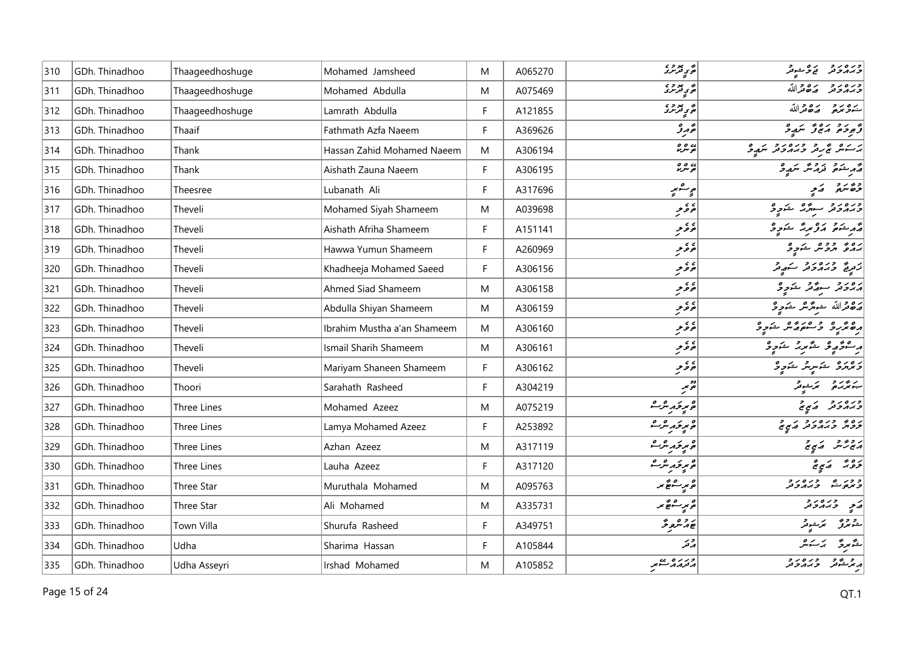| 310 | GDh. Thinadhoo | Thaageedhoshuge | Mohamed Jamsheed | M | A065270 | ݱݍݨݒݓ | ݩݫݲݩݣ ݭݕݥݱݣ |
|---|---|---|---|---|---|---|---|
| 311 | GDh. Thinadhoo | Thaageedhoshuge | Mohamed Abdulla | M | A075469 | ݱݍݨݒݓ | ݩݫݲݩݣ ݲݕݣالله |
| 312 | GDh. Thinadhoo | Thaageedhoshuge | Lamrath Abdulla | F | A121855 | ݱݍݨݒݓ | ݰݥݫݱ ݲݕݣالله |
| 313 | GDh. Thinadhoo | Thaaif | Fathmath Azfa Naeem | F | A369626 | ݱݲݩ | ݱݍݨݫ ݲݭݩ ݧݲݩ |
| 314 | GDh. Thinadhoo | Thank | Hassan Zahid Mohamed Naeem | M | A306194 | ݱݧݨ | ݲݰݧ ݭݲݩ ݩݫݲݩݣ ݧݲݩ |
| 315 | GDh. Thinadhoo | Thank | Aishath Zauna Naeem | F | A306195 | ݱݧݨ | ݲݩݰݱ ݭݲݧ ݧݲݩ |
| 316 | GDh. Thinadhoo | Theesree | Lubanath Ali | F | A317696 | ݱݰݫ | ݰݕݧݱ ݲݥ |
| 317 | GDh. Thinadhoo | Theveli | Mohamed Siyah Shameem | M | A039698 | ݱݩݥ | ݩݫݲݩݣ ݰݲݫ ݰݲݩݩ |
| 318 | GDh. Thinadhoo | Theveli | Aishath Afriha Shameem | F | A151141 | ݱݩݥ | ݲݩݰݱ ݲݩݫݫ ݰݲݩݩ |
| 319 | GDh. Thinadhoo | Theveli | Hawwa Yumun Shameem | F | A260969 | ݱݩݥ | ݫݲݩ ݧݩݧ ݰݲݩݩ |
| 320 | GDh. Thinadhoo | Theveli | Khadheeja Mohamed Saeed | F | A306156 | ݱݩݥ | ݲݣݭ ݩݫݲݩݣ ݰݲݣ |
| 321 | GDh. Thinadhoo | Theveli | Ahmed Siad Shameem | M | A306158 | ݱݩݥ | ݲݫݩݣ ݰݲݣ ݰݲݩݩ |
| 322 | GDh. Thinadhoo | Theveli | Abdulla Shiyan Shameem | M | A306159 | ݱݩݥ | ݲݕݣالله ݰݲݧ ݰݲݩݩ |
| 323 | GDh. Thinadhoo | Theveli | Ibrahim Mustha a'an Shameem | M | A306160 | ݱݩݥ | ݲݕݫݲݩ ݩݰݱݲݧ ݰݲݩݩ |
| 324 | GDh. Thinadhoo | Theveli | Ismail Sharih Shameem | M | A306161 | ݱݩݥ | ݲݰݩݲݥ ݰݲݫݫ ݰݲݩݩ |
| 325 | GDh. Thinadhoo | Theveli | Mariyam Shaneen Shameem | F | A306162 | ݱݩݥ | ݩݫݲݩ ݰݲݧݧ ݰݲݩݩ |
| 326 | GDh. Thinadhoo | Thoori | Sarahath Rasheed | F | A304219 | ݱݫ | ݰݫݫݱ ݫݰݣ |
| 327 | GDh. Thinadhoo | Three Lines | Mohamed Azeez | M | A075219 | ݱݫݥݧݰ | ݩݫݲݩݣ ݲݭݭ |
| 328 | GDh. Thinadhoo | Three Lines | Lamya Mohamed Azeez | F | A253892 | ݱݫݥݧݰ | ݥݩݲ ݩݫݲݩݣ ݲݭݭ |
| 329 | GDh. Thinadhoo | Three Lines | Azhan Azeez | M | A317119 | ݱݫݥݧݰ | ݲݭݫݧ ݲݭݭ |
| 330 | GDh. Thinadhoo | Three Lines | Lauha Azeez | F | A317120 | ݱݫݥݧݰ | ݥݲݫ ݲݭݭ |
| 331 | GDh. Thinadhoo | Three Star | Muruthala Mohamed | M | A095763 | ݱݫݰݱݫ | ݩݫݱݥ ݩݫݲݩݣ |
| 332 | GDh. Thinadhoo | Three Star | Ali Mohamed | M | A335731 | ݱݫݰݱݫ | ݲݥ ݩݫݲݩݣ |
| 333 | GDh. Thinadhoo | Town Villa | Shurufa Rasheed | F | A349751 | ݱݲݧݩݥ | ݰݫݩ ݫݰݣ |
| 334 | GDh. Thinadhoo | Udha | Sharima Hassan | F | A105844 | ݲݣ | ݰݫݩ ݫݰݧ |
| 335 | GDh. Thinadhoo | Udha Asseyri | Irshad Mohamed | M | A105852 | ݲݣݲݰݫ | ݲݫݰݣ ݩݫݲݩݣ |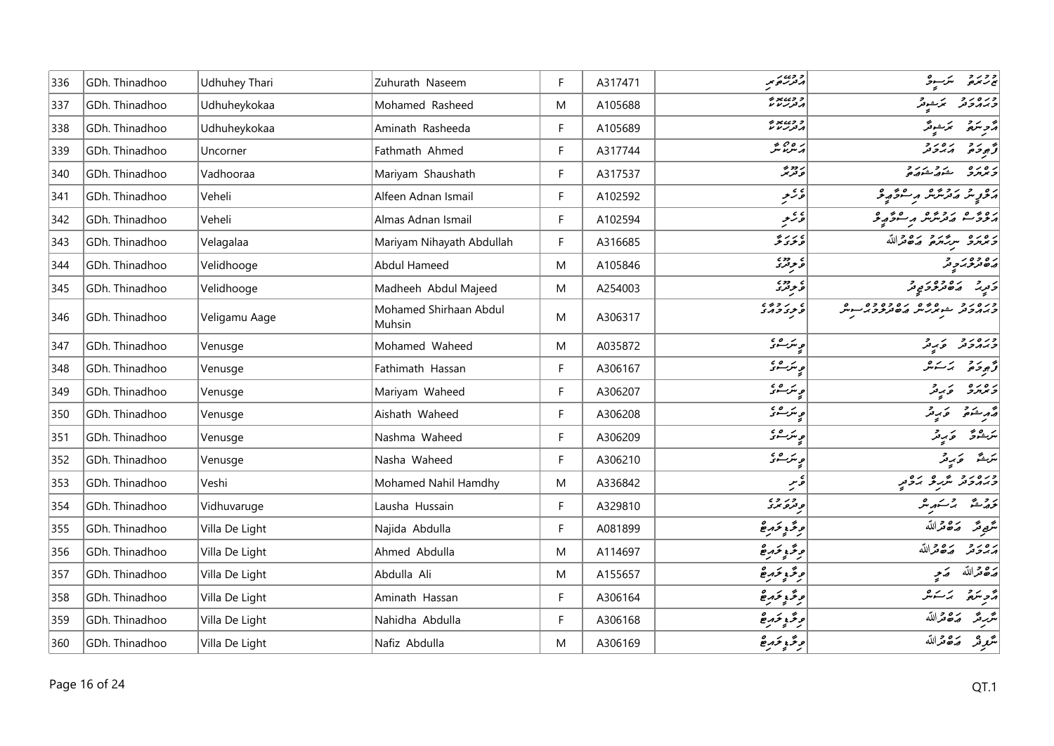| 336 | GDh. Thinadhoo | Udhuhey Thari | Zuhurath Naseem | F | A317471 | މުދުހޭތަރި | ޒުހުރަތު ނަސީމް |
|---|---|---|---|---|---|---|---|
| 337 | GDh. Thinadhoo | Udhuheykokaa | Mohamed Rasheed | M | A105688 | އުދުހޭކޮކާ | މުހައްމަދު ރަޝީދު |
| 338 | GDh. Thinadhoo | Udhuheykokaa | Aminath Rasheeda | F | A105689 | އުދުހޭކޮކާ | އާމިނަތު ރަޝީދާ |
| 339 | GDh. Thinadhoo | Uncorner | Fathmath Ahmed | F | A317744 | އަންކޯނަރ | ފާތިމަތު އަހުމަދު |
| 340 | GDh. Thinadhoo | Vadhooraa | Mariyam Shaushath | F | A317537 | ވަދޫރާ | މަރިޔަމް ޝައުޝަތު |
| 341 | GDh. Thinadhoo | Veheli | Alfeen Adnan Ismail | F | A102592 | ވެހެލި | އަލްފީން އަދުނާން އިސްމާޢީލް |
| 342 | GDh. Thinadhoo | Veheli | Almas Adnan Ismail | F | A102594 | ވެހެލި | އަލްމާސް އަދުނާން އިސްމާޢީލް |
| 343 | GDh. Thinadhoo | Velagalaa | Mariyam Nihayath Abdullah | F | A316685 | ވެލަގަލާ | މަރިޔަމް ނިހާޔަތު އަބްދުﷲ |
| 344 | GDh. Thinadhoo | Velidhooge | Abdul Hameed | M | A105846 | ވެލިދޫގެ | އަބްދުލްހަމީދު |
| 345 | GDh. Thinadhoo | Velidhooge | Madheeh Abdul Majeed | M | A254003 | ވެލިދޫގެ | މަދީހު އަބްދުލްމަޖީދު |
| 346 | GDh. Thinadhoo | Veligamu Aage | Mohamed Shirhaan Abdul Muhsin | M | A306317 | ވެލިގަމުއާގެ | މުހައްމަދު ޝިރުހާން އަބްދުލްމުހުސިން |
| 347 | GDh. Thinadhoo | Venusge | Mohamed Waheed | M | A035872 | ވީނަސްގެ | މުހައްމަދު ވަހީދު |
| 348 | GDh. Thinadhoo | Venusge | Fathimath Hassan | F | A306167 | ވީނަސްގެ | ފާތިމަތު ހަސަން |
| 349 | GDh. Thinadhoo | Venusge | Mariyam Waheed | F | A306207 | ވީނަސްގެ | މަރިޔަމް ވަހީދު |
| 350 | GDh. Thinadhoo | Venusge | Aishath Waheed | F | A306208 | ވީނަސްގެ | އާއިޝަތު ވަހީދު |
| 351 | GDh. Thinadhoo | Venusge | Nashma Waheed | F | A306209 | ވީނަސްގެ | ނަޝްމާ ވަހީދު |
| 352 | GDh. Thinadhoo | Venusge | Nasha Waheed | F | A306210 | ވީނަސްގެ | ނަޝާ ވަހީދު |
| 353 | GDh. Thinadhoo | Veshi | Mohamed Nahil Hamdhy | M | A336842 | ވެށި | މުހައްމަދު ނާހިލް ހަމްދީ |
| 354 | GDh. Thinadhoo | Vidhuvaruge | Lausha Hussain | F | A329810 | ވިދުވަރުގެ | ލައުޝާ ހުސައިން |
| 355 | GDh. Thinadhoo | Villa De Light | Najida Abdulla | F | A081899 | ވިލާޑިލައިޓް | ނާޖިދާ އަބްދުﷲ |
| 356 | GDh. Thinadhoo | Villa De Light | Ahmed Abdulla | M | A114697 | ވިލާޑިލައިޓް | އަހުމަދު އަބްދުﷲ |
| 357 | GDh. Thinadhoo | Villa De Light | Abdulla Ali | M | A155657 | ވިލާޑިލައިޓް | އަބްދުﷲ ޢަލީ |
| 358 | GDh. Thinadhoo | Villa De Light | Aminath Hassan | F | A306164 | ވިލާޑިލައިޓް | އާމިނަތު ހަސަން |
| 359 | GDh. Thinadhoo | Villa De Light | Nahidha Abdulla | F | A306168 | ވިލާޑިލައިޓް | ނާހިދާ އަބްދުﷲ |
| 360 | GDh. Thinadhoo | Villa De Light | Nafiz Abdulla | M | A306169 | ވިލާޑިލައިޓް | ނާފިޒު އަބްދުﷲ |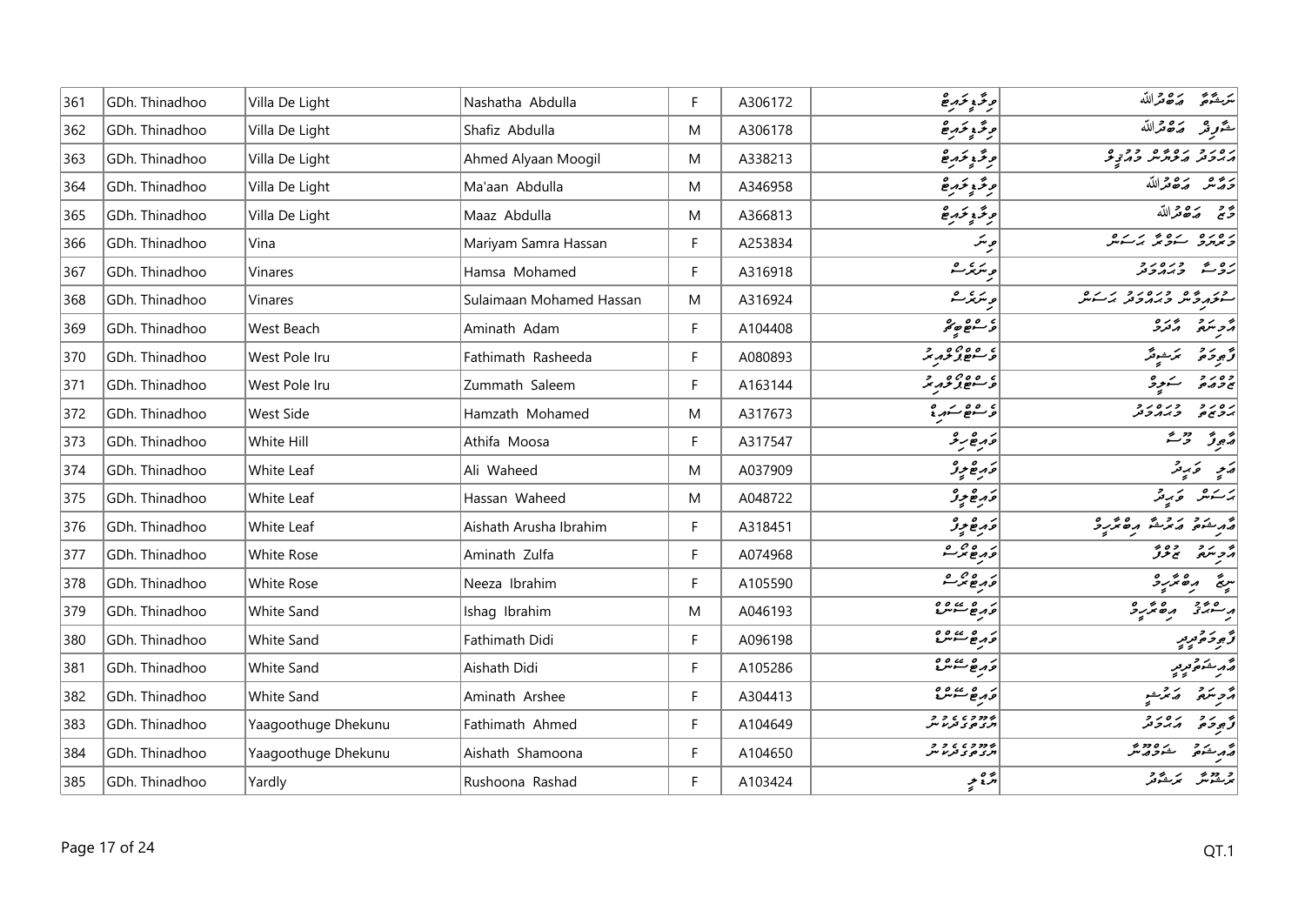| 361 | GDh. Thinadhoo | Villa De Light | Nashatha Abdulla | F | A306172 | ވިލާ ޑި ލައިޓް | ނަޝާތާ އަބްދުﷲ |
|---|---|---|---|---|---|---|---|
| 362 | GDh. Thinadhoo | Villa De Light | Shafiz Abdulla | M | A306178 | ވިލާ ޑި ލައިޓް | ޝަފީޒު އަބްދުﷲ |
| 363 | GDh. Thinadhoo | Villa De Light | Ahmed Alyaan Moogil | M | A338213 | ވިލާ ޑި ލައިޓް | އަޙްމަދު އަލްޔާން މޫގިލް |
| 364 | GDh. Thinadhoo | Villa De Light | Ma'aan Abdulla | M | A346958 | ވިލާ ޑި ލައިޓް | މައާން އަބްދުﷲ |
| 365 | GDh. Thinadhoo | Villa De Light | Maaz Abdulla | M | A366813 | ވިލާ ޑި ލައިޓް | މާޒް އަބްދުﷲ |
| 366 | GDh. Thinadhoo | Vina | Mariyam Samra Hassan | F | A253834 | ވިނާ | މަރިޔަމް ސަމްރާ ޙަސަން |
| 367 | GDh. Thinadhoo | Vinares | Hamsa Mohamed | F | A316918 | ވިނަރެސް | ހަމްސާ މުޙައްމަދު |
| 368 | GDh. Thinadhoo | Vinares | Sulaimaan Mohamed Hassan | M | A316924 | ވިނަރެސް | ސުލައިމާން މުޙައްމަދު ޙަސަން |
| 369 | GDh. Thinadhoo | West Beach | Aminath Adam | F | A104408 | ވެސްޓްބީޗް | އާމިނަތު އާދަމް |
| 370 | GDh. Thinadhoo | West Pole Iru | Fathimath Rasheeda | F | A080893 | ވެސްޓްޕޯލްއިރު | ފާތިމަތު ރަޝީދާ |
| 371 | GDh. Thinadhoo | West Pole Iru | Zummath Saleem | F | A163144 | ވެސްޓްޕޯލްއިރު | ޒުއްމަތު ސަލީމް |
| 372 | GDh. Thinadhoo | West Side | Hamzath Mohamed | M | A317673 | ވެސްޓްސައިޑް | ހަމްޒަތު މުޙައްމަދު |
| 373 | GDh. Thinadhoo | White Hill | Athifa Moosa | F | A317547 | ވައިޓްހިލް | އާތިފާ މޫސާ |
| 374 | GDh. Thinadhoo | White Leaf | Ali Waheed | M | A037909 | ވައިޓްލީފް | އަލި ވަޙީދު |
| 375 | GDh. Thinadhoo | White Leaf | Hassan Waheed | M | A048722 | ވައިޓްލީފް | ޙަސަން ވަޙީދު |
| 376 | GDh. Thinadhoo | White Leaf | Aishath Arusha Ibrahim | F | A318451 | ވައިޓްލީފް | އައިޝަތު އަރުޝާ އިބްރާހީމް |
| 377 | GDh. Thinadhoo | White Rose | Aminath Zulfa | F | A074968 | ވައިޓްރޯސް | އާމިނަތު ޒުލްފާ |
| 378 | GDh. Thinadhoo | White Rose | Neeza Ibrahim | F | A105590 | ވައިޓްރޯސް | ނީޒާ އިބްރާހީމް |
| 379 | GDh. Thinadhoo | White Sand | Ishag Ibrahim | M | A046193 | ވައިޓްސޭންޑް | އިސްޙާޤު އިބްރާހީމް |
| 380 | GDh. Thinadhoo | White Sand | Fathimath Didi | F | A096198 | ވައިޓްސޭންޑް | ފާތިމަތުދީދީ |
| 381 | GDh. Thinadhoo | White Sand | Aishath Didi | F | A105286 | ވައިޓްސޭންޑް | އައިޝަތުދީދީ |
| 382 | GDh. Thinadhoo | White Sand | Aminath Arshee | F | A304413 | ވައިޓްސޭންޑް | އާމިނަތު އަރުޝީ |
| 383 | GDh. Thinadhoo | Yaagoothuge Dhekunu | Fathimath Ahmed | F | A104649 | ޔާގޫތުގެ ދެކުނު | ފާތިމަތު އަޙްމަދު |
| 384 | GDh. Thinadhoo | Yaagoothuge Dhekunu | Aishath Shamoona | F | A104650 | ޔާގޫތުގެ ދެކުނު | އައިޝަތު ޝަމޫނާ |
| 385 | GDh. Thinadhoo | Yardly | Rushoona Rashad | F | A103424 | ޔާޑްލީ | ރުޝޫނާ ރަޝާދު |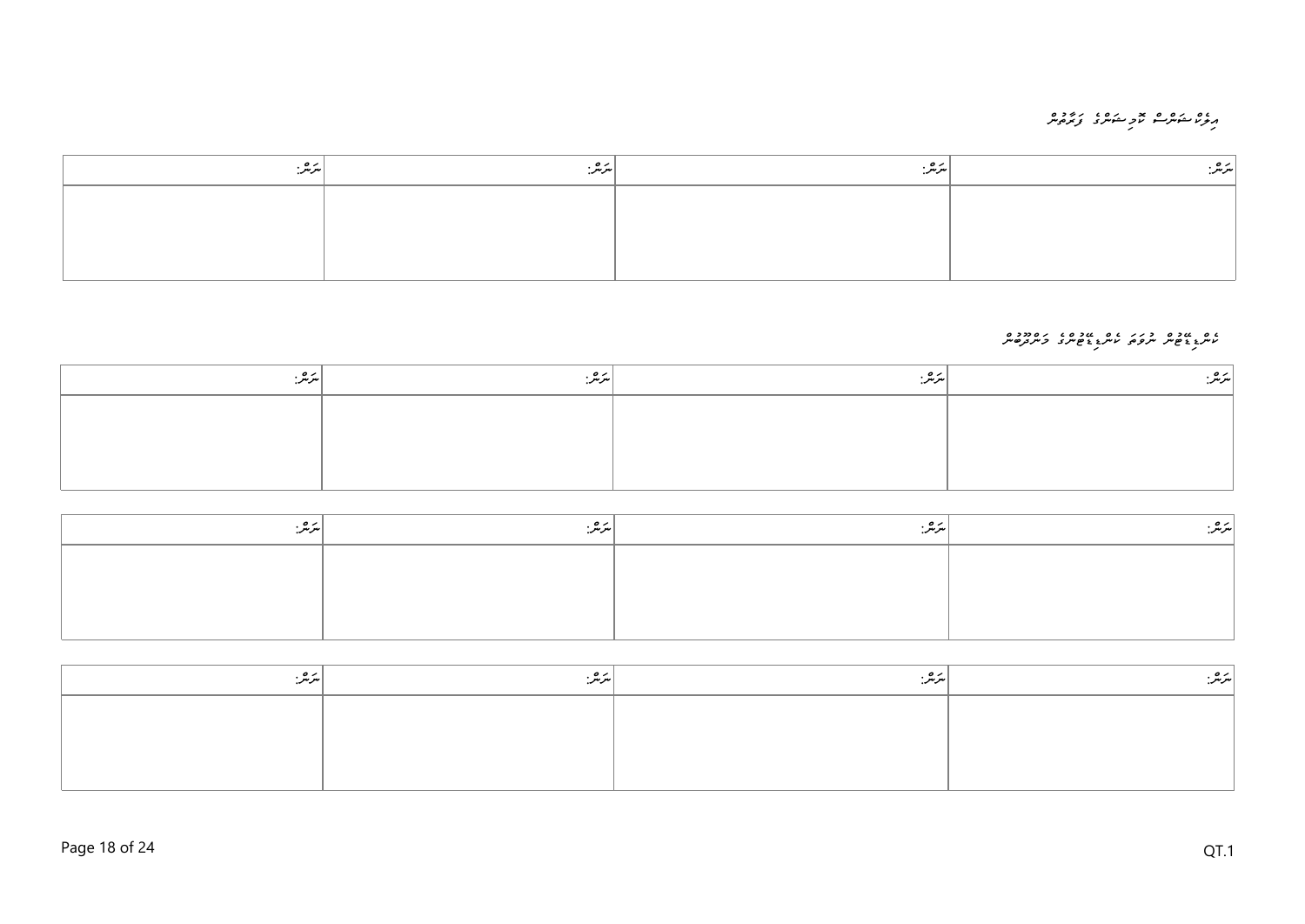# އިވެންޓަންސް ކޮމިޝަނުގެ ފަރާތުން

| ނަންބަރު: | ނަންބަރު: | ނަންބަރު: | ނަންބަރު: |
|---|---|---|---|
| | | | |

## ކަންނޮޓްތައް ނުލާފައި ކަންޓެސްޓްކުރާ މަސްދޫއަށް

| ނަންބަރު: | ނަންބަރު: | ނަންބަރު: | ނަންބަރު: |
|---|---|---|---|
| | | | |

| ނަންބަރު: | ނަންބަރު: | ނަންބަރު: | ނަންބަރު: |
|---|---|---|---|
| | | | |

| ނަންބަރު: | ނަންބަރު: | ނަންބަރު: | ނަންބަރު: |
|---|---|---|---|
| | | | |

QT.1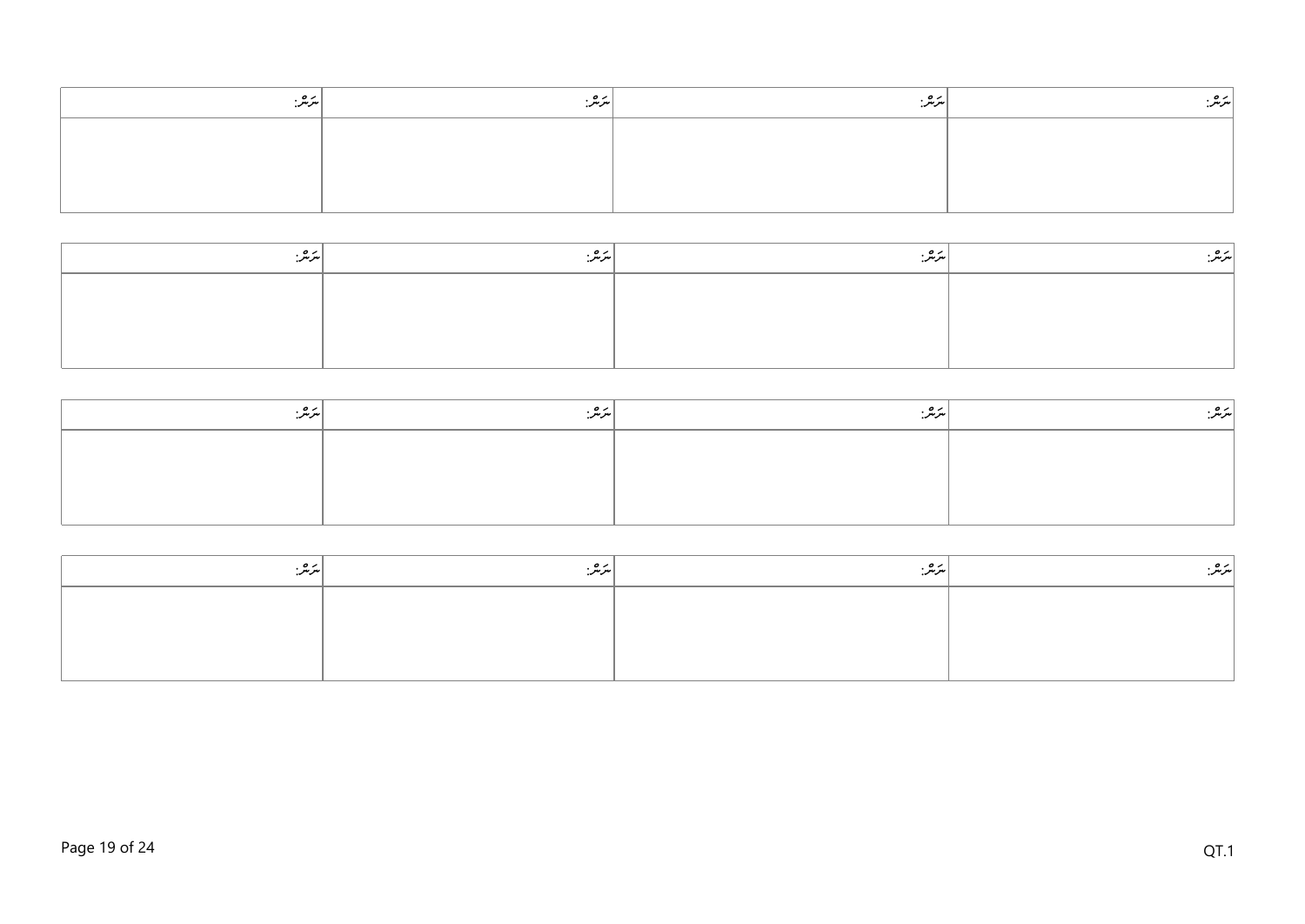| ނަރަށް: | ނަރަށް: | ނަރަށް: | ނަރަށް: |
| --- | --- | --- | --- |
| | | | |

| ނަރަށް: | ނަރަށް: | ނަރަށް: | ނަރަށް: |
| --- | --- | --- | --- |
| | | | |

| ނަރަށް: | ނަރަށް: | ނަރަށް: | ނަރަށް: |
| --- | --- | --- | --- |
| | | | |

| ނަރަށް: | ނަރަށް: | ނަރަށް: | ނަރަށް: |
| --- | --- | --- | --- |
| | | | |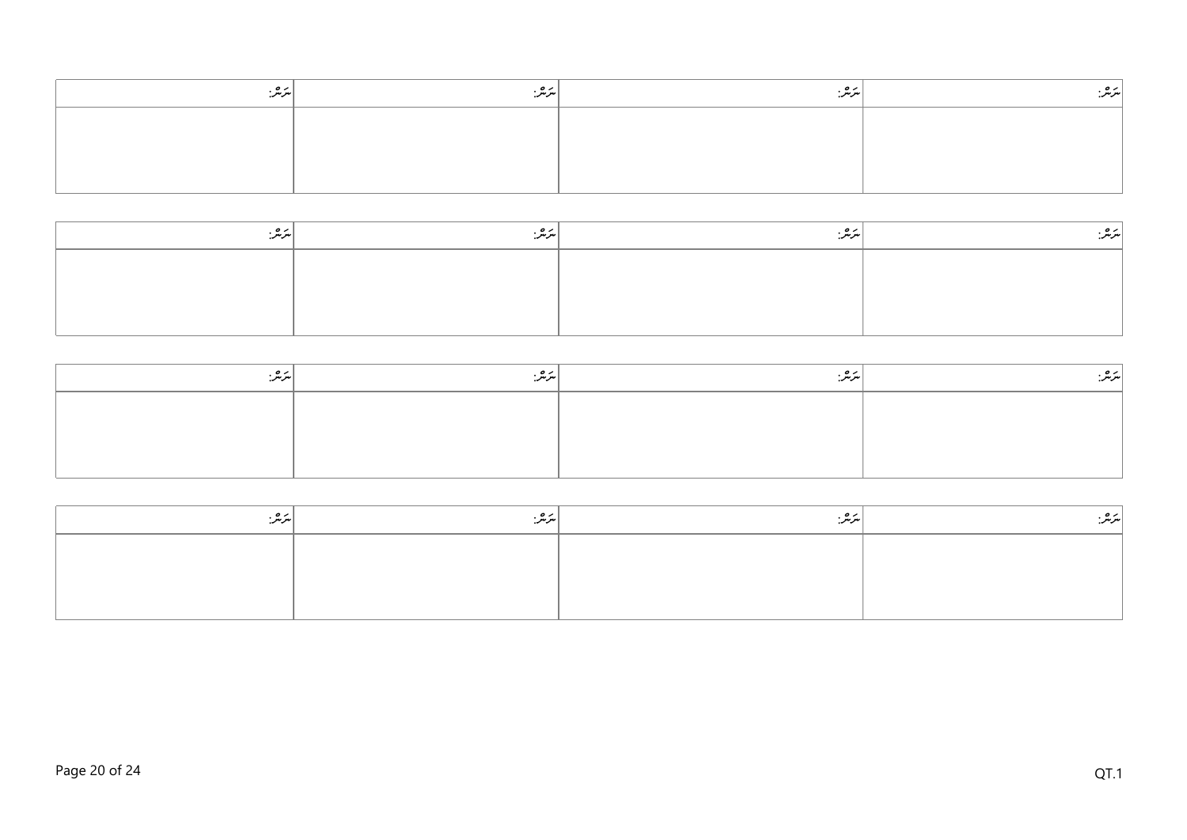| ނަންބަރު: | ނަންބަރު: | ނަންބަރު: | ނަންބަރު: |
|---|---|---|---|
| | | | |

| ނަންބަރު: | ނަންބަރު: | ނަންބަރު: | ނަންބަރު: |
|---|---|---|---|
| | | | |

| ނަންބަރު: | ނަންބަރު: | ނަންބަރު: | ނަންބަރު: |
|---|---|---|---|
| | | | |

| ނަންބަރު: | ނަންބަރު: | ނަންބަރު: | ނަންބަރު: |
|---|---|---|---|
| | | | |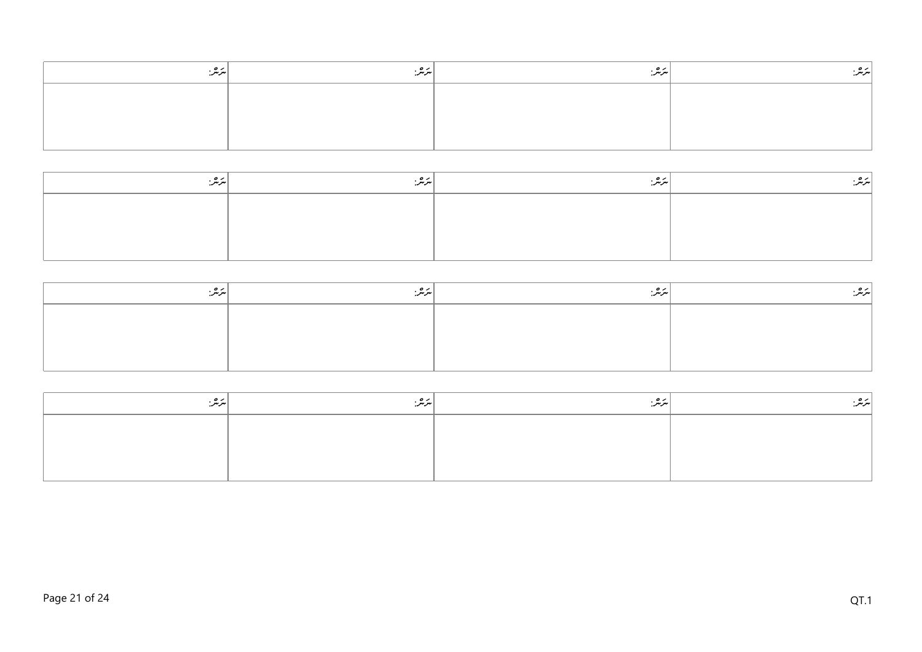| ِسَرِسْ: | ِسَرِسْ: | ِسَرِسْ: | ِسَرِسْ: |
| --- | --- | --- | --- |
| | | | |

| ِسَرِسْ: | ِسَرِسْ: | ِسَرِسْ: | ِسَرِسْ: |
| --- | --- | --- | --- |
| | | | |

| ِسَرِسْ: | ِسَرِسْ: | ِسَرِسْ: | ِسَرِسْ: |
| --- | --- | --- | --- |
| | | | |

| ِسَرِسْ: | ِسَرِسْ: | ِسَرِسْ: | ِسَرِسْ: |
| --- | --- | --- | --- |
| | | | |

QT.1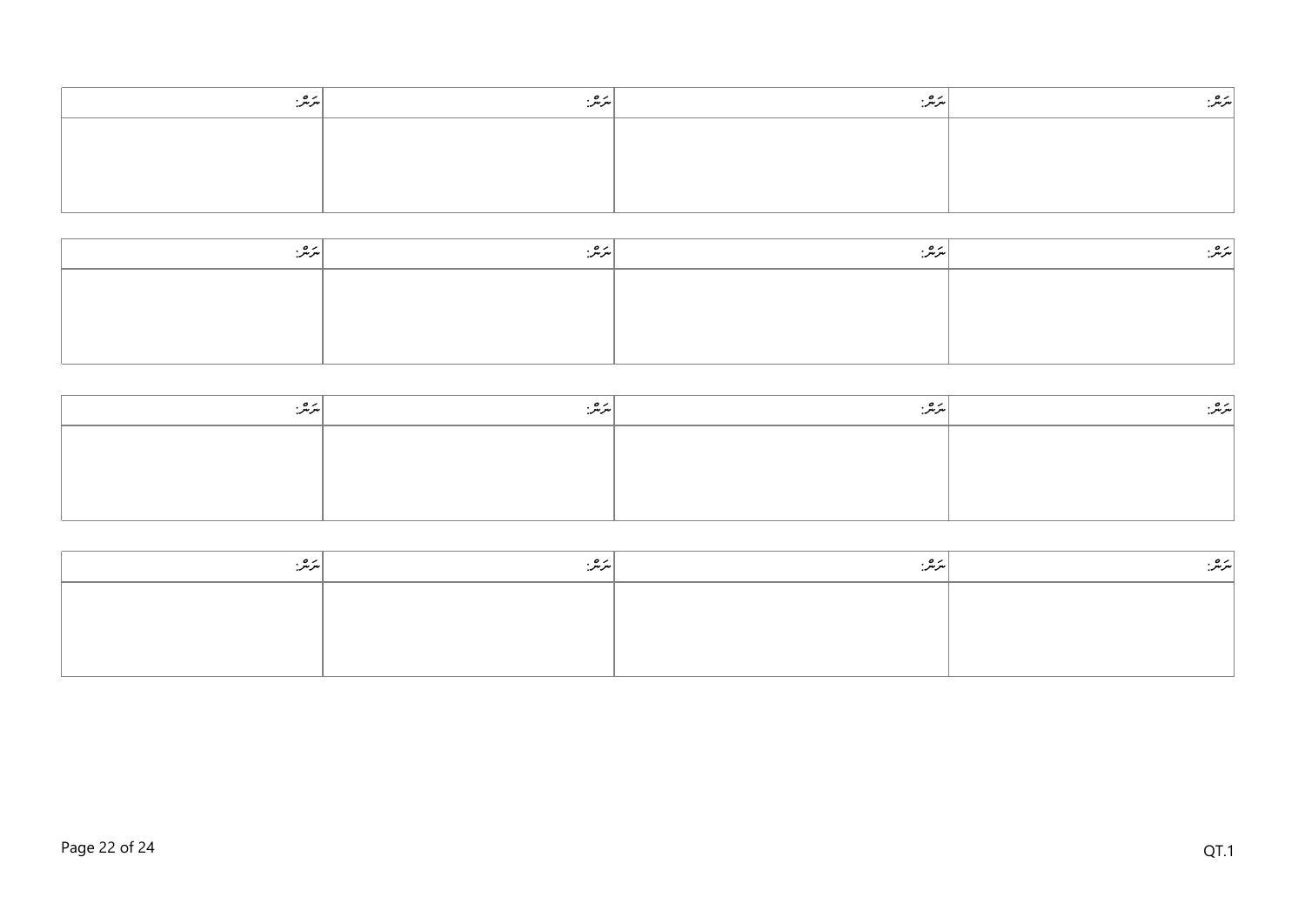| ނަރަދ: | ނަރަދ: | ނަރަދ: | ނަރަދ: |
|---|---|---|---|
| | | | |

| ނަރަދ: | ނަރަދ: | ނަރަދ: | ނަރަދ: |
|---|---|---|---|
| | | | |

| ނަރަދ: | ނަރަދ: | ނަރަދ: | ނަރަދ: |
|---|---|---|---|
| | | | |

| ނަރަދ: | ނަރަދ: | ނަރަދ: | ނަރަދ: |
|---|---|---|---|
| | | | |

QT.1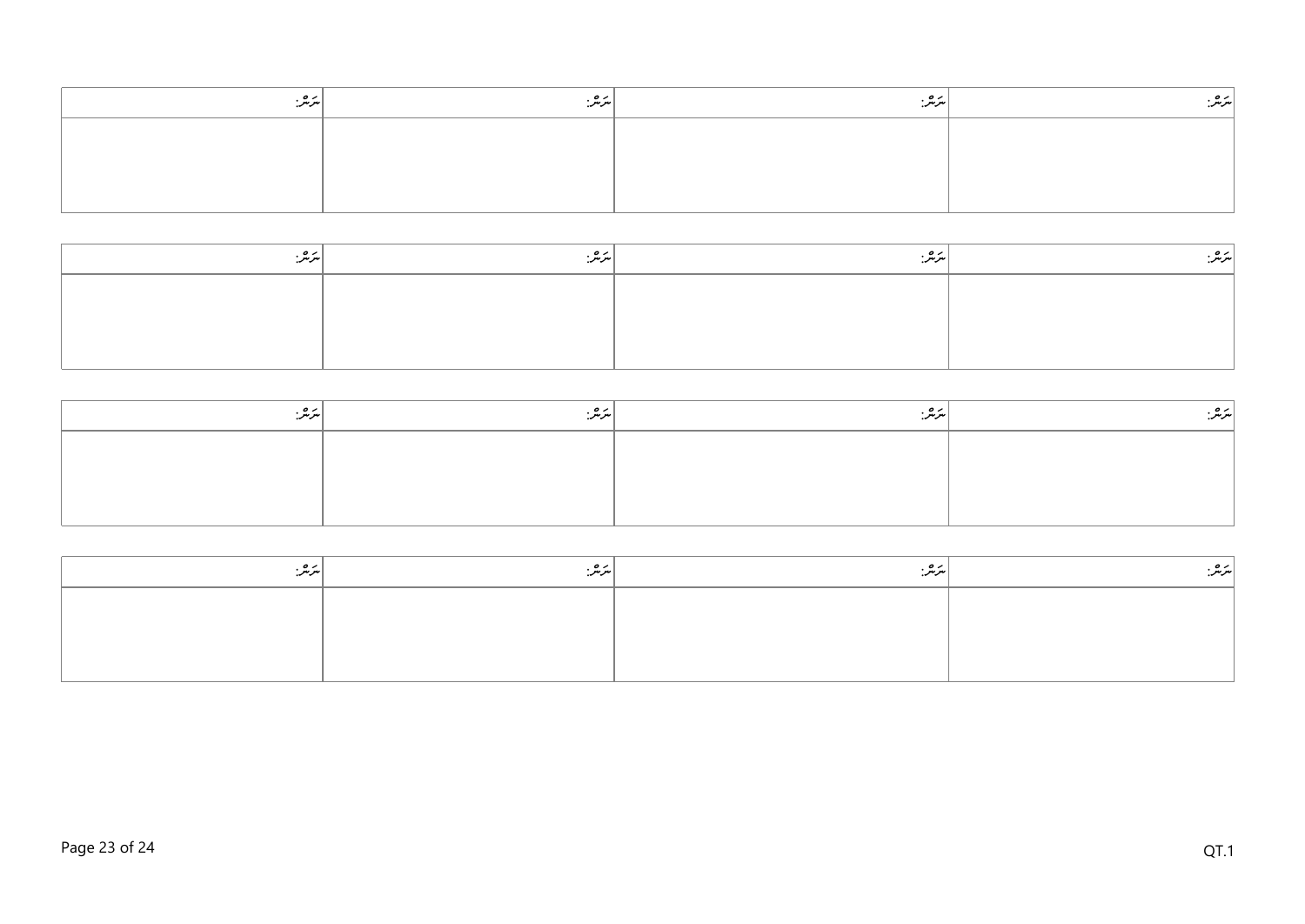| ނަންބަރު: | ނަންބަރު: | ނަންބަރު: | ނަންބަރު: |
| --- | --- | --- | --- |
| | | | |

| ނަންބަރު: | ނަންބަރު: | ނަންބަރު: | ނަންބަރު: |
| --- | --- | --- | --- |
| | | | |

| ނަންބަރު: | ނަންބަރު: | ނަންބަރު: | ނަންބަރު: |
| --- | --- | --- | --- |
| | | | |

| ނަންބަރު: | ނަންބަރު: | ނަންބަރު: | ނަންބަރު: |
| --- | --- | --- | --- |
| | | | |

QT.1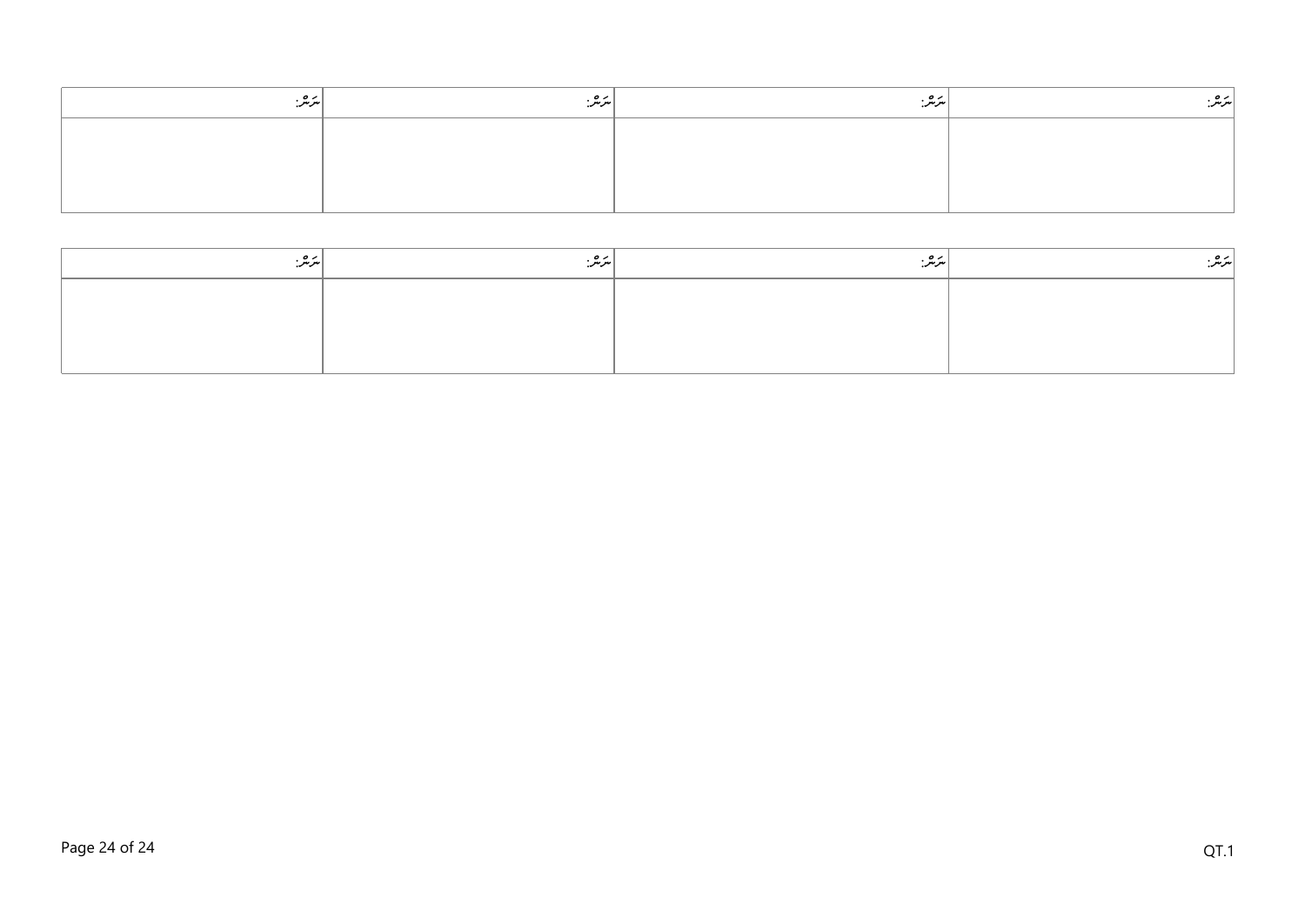| ނަރުނ: | ނަރުނ: | ނަރުނ: | ނަރުނ: |
| --- | --- | --- | --- |
| | | | |

| ނަރުނ: | ނަރުނ: | ނަރުނ: | ނަރުނ: |
| --- | --- | --- | --- |
| | | | |